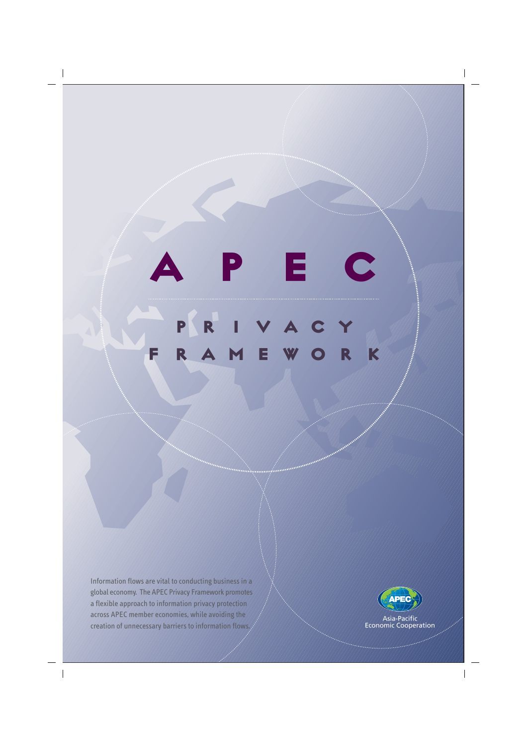# APEC

## PRIVACY FRAMEWORK

Information flows are vital to conducting business in a global economy. The APEC Privacy Framework promotes a flexible approach to information privacy protection across APEC member economies, while avoiding the creation of unnecessary barriers to information flows.

APEC

Asia-Pacific Economic Cooperation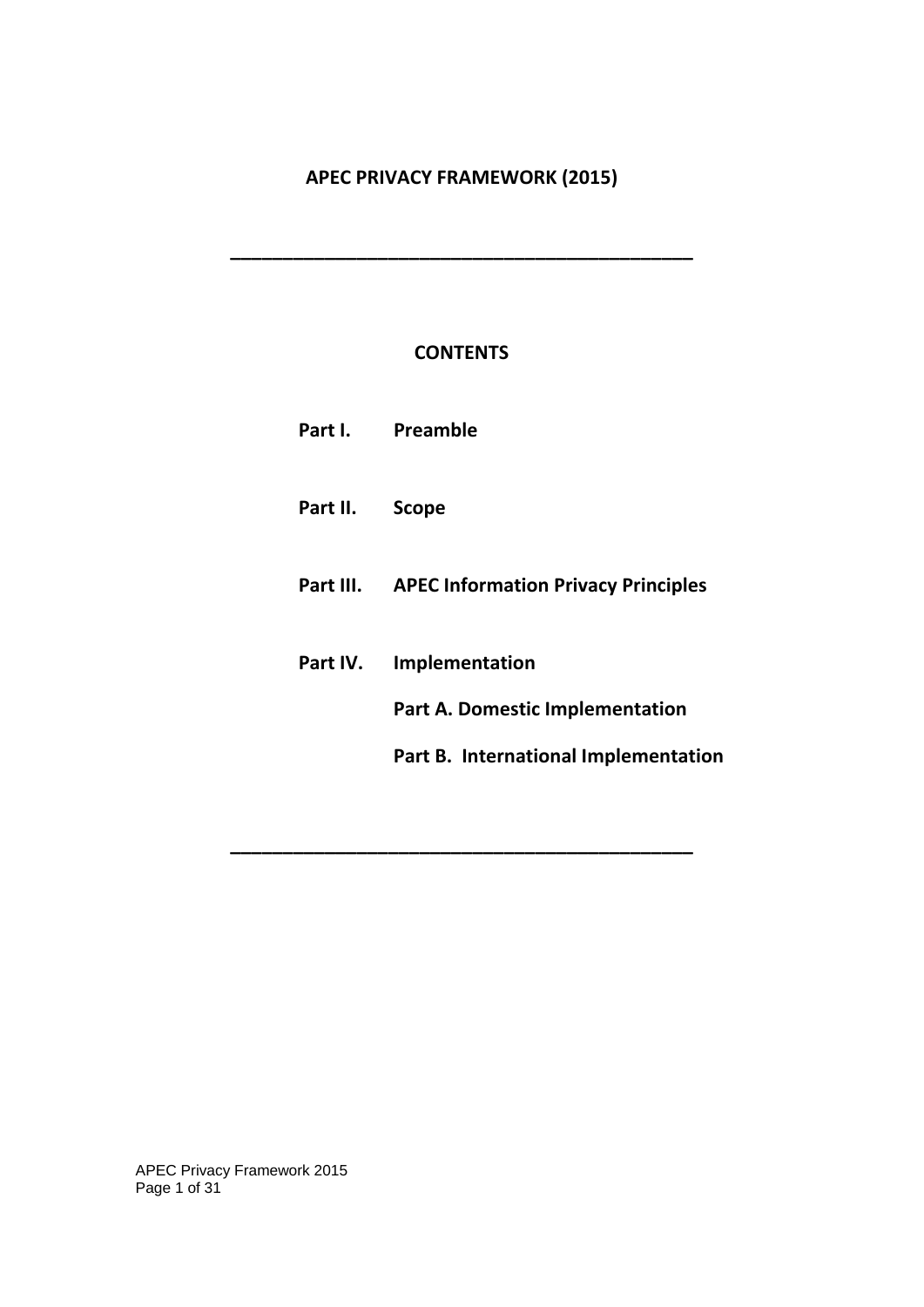# APEC PRIVACY FRAMEWORK (2015)

---

## CONTENTS

**Part I.** **Preamble**

**Part II.** **Scope**

**Part III.** **APEC Information Privacy Principles**

**Part IV.** **Implementation**

**Part A. Domestic Implementation**

**Part B. International Implementation**

---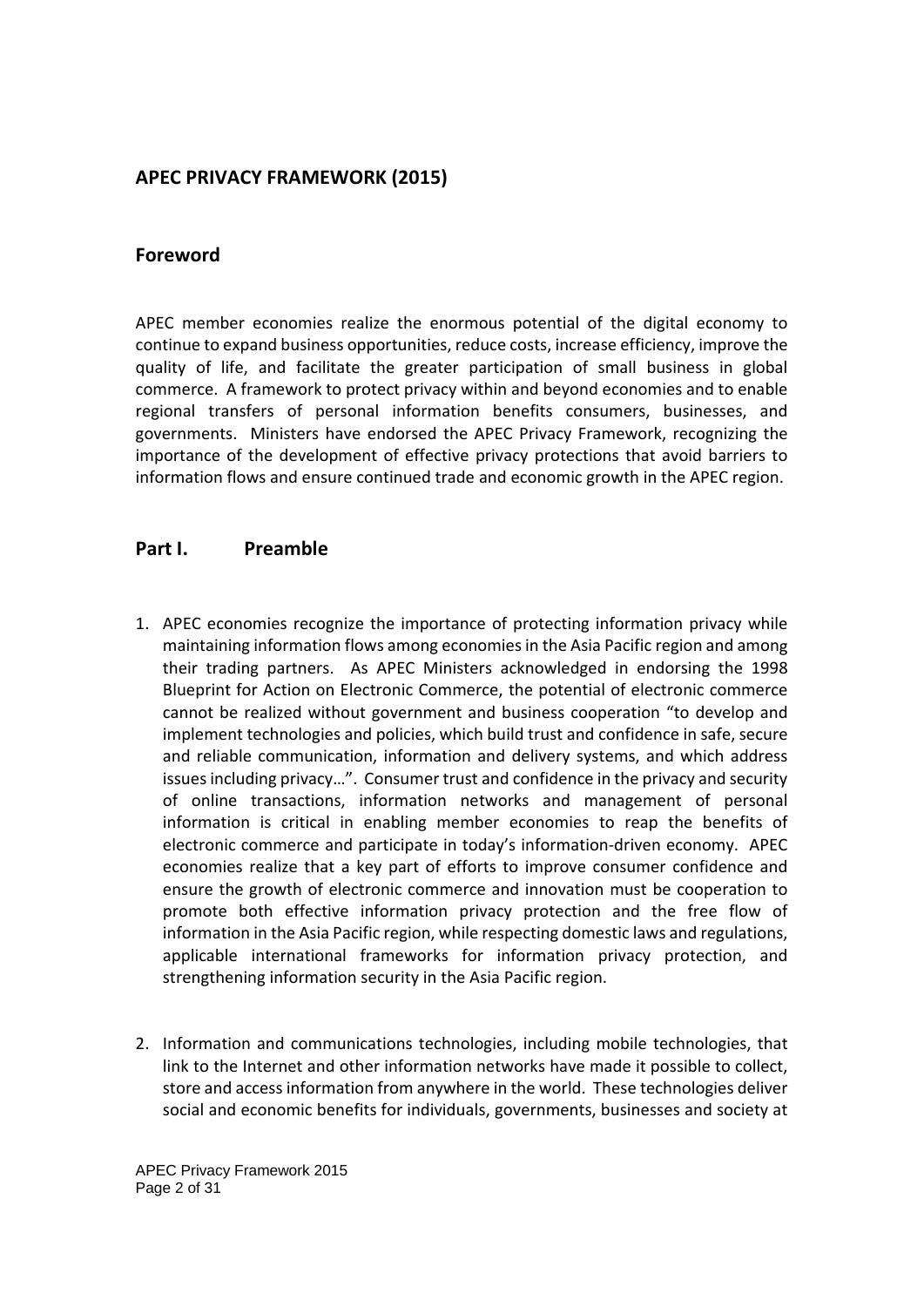## APEC PRIVACY FRAMEWORK (2015)

### Foreword

APEC member economies realize the enormous potential of the digital economy to continue to expand business opportunities, reduce costs, increase efficiency, improve the quality of life, and facilitate the greater participation of small business in global commerce. A framework to protect privacy within and beyond economies and to enable regional transfers of personal information benefits consumers, businesses, and governments. Ministers have endorsed the APEC Privacy Framework, recognizing the importance of the development of effective privacy protections that avoid barriers to information flows and ensure continued trade and economic growth in the APEC region.

### Part I. Preamble

1. APEC economies recognize the importance of protecting information privacy while maintaining information flows among economies in the Asia Pacific region and among their trading partners. As APEC Ministers acknowledged in endorsing the 1998 Blueprint for Action on Electronic Commerce, the potential of electronic commerce cannot be realized without government and business cooperation "to develop and implement technologies and policies, which build trust and confidence in safe, secure and reliable communication, information and delivery systems, and which address issues including privacy…". Consumer trust and confidence in the privacy and security of online transactions, information networks and management of personal information is critical in enabling member economies to reap the benefits of electronic commerce and participate in today's information-driven economy. APEC economies realize that a key part of efforts to improve consumer confidence and ensure the growth of electronic commerce and innovation must be cooperation to promote both effective information privacy protection and the free flow of information in the Asia Pacific region, while respecting domestic laws and regulations, applicable international frameworks for information privacy protection, and strengthening information security in the Asia Pacific region.

2. Information and communications technologies, including mobile technologies, that link to the Internet and other information networks have made it possible to collect, store and access information from anywhere in the world. These technologies deliver social and economic benefits for individuals, governments, businesses and society at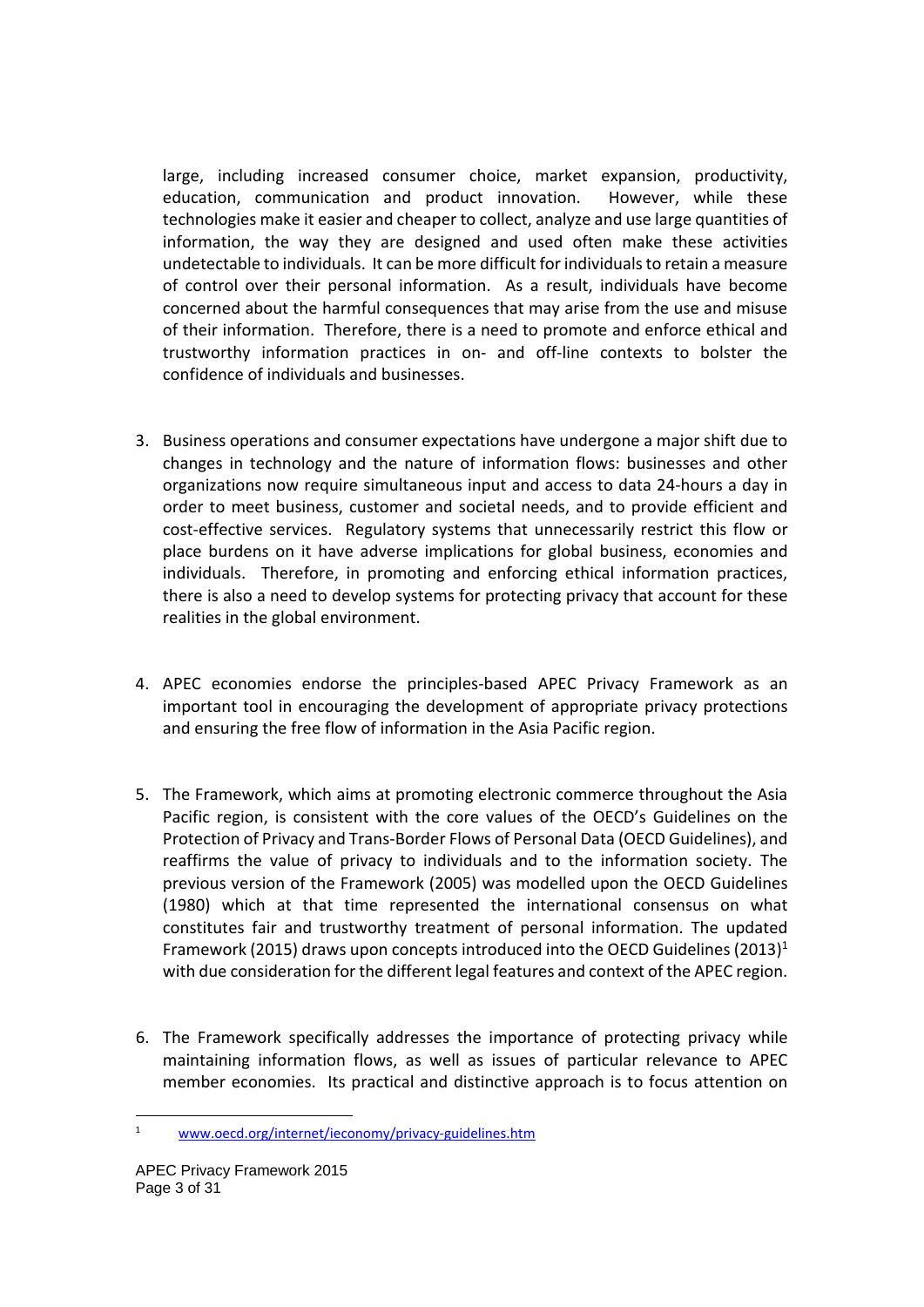large, including increased consumer choice, market expansion, productivity, education, communication and product innovation. However, while these technologies make it easier and cheaper to collect, analyze and use large quantities of information, the way they are designed and used often make these activities undetectable to individuals. It can be more difficult for individuals to retain a measure of control over their personal information. As a result, individuals have become concerned about the harmful consequences that may arise from the use and misuse of their information. Therefore, there is a need to promote and enforce ethical and trustworthy information practices in on- and off-line contexts to bolster the confidence of individuals and businesses.

3. Business operations and consumer expectations have undergone a major shift due to changes in technology and the nature of information flows: businesses and other organizations now require simultaneous input and access to data 24-hours a day in order to meet business, customer and societal needs, and to provide efficient and cost-effective services. Regulatory systems that unnecessarily restrict this flow or place burdens on it have adverse implications for global business, economies and individuals. Therefore, in promoting and enforcing ethical information practices, there is also a need to develop systems for protecting privacy that account for these realities in the global environment.

4. APEC economies endorse the principles-based APEC Privacy Framework as an important tool in encouraging the development of appropriate privacy protections and ensuring the free flow of information in the Asia Pacific region.

5. The Framework, which aims at promoting electronic commerce throughout the Asia Pacific region, is consistent with the core values of the OECD's Guidelines on the Protection of Privacy and Trans-Border Flows of Personal Data (OECD Guidelines), and reaffirms the value of privacy to individuals and to the information society. The previous version of the Framework (2005) was modelled upon the OECD Guidelines (1980) which at that time represented the international consensus on what constitutes fair and trustworthy treatment of personal information. The updated Framework (2015) draws upon concepts introduced into the OECD Guidelines (2013)[1] with due consideration for the different legal features and context of the APEC region.

6. The Framework specifically addresses the importance of protecting privacy while maintaining information flows, as well as issues of particular relevance to APEC member economies. Its practical and distinctive approach is to focus attention on

[1] www.oecd.org/internet/ieconomy/privacy-guidelines.htm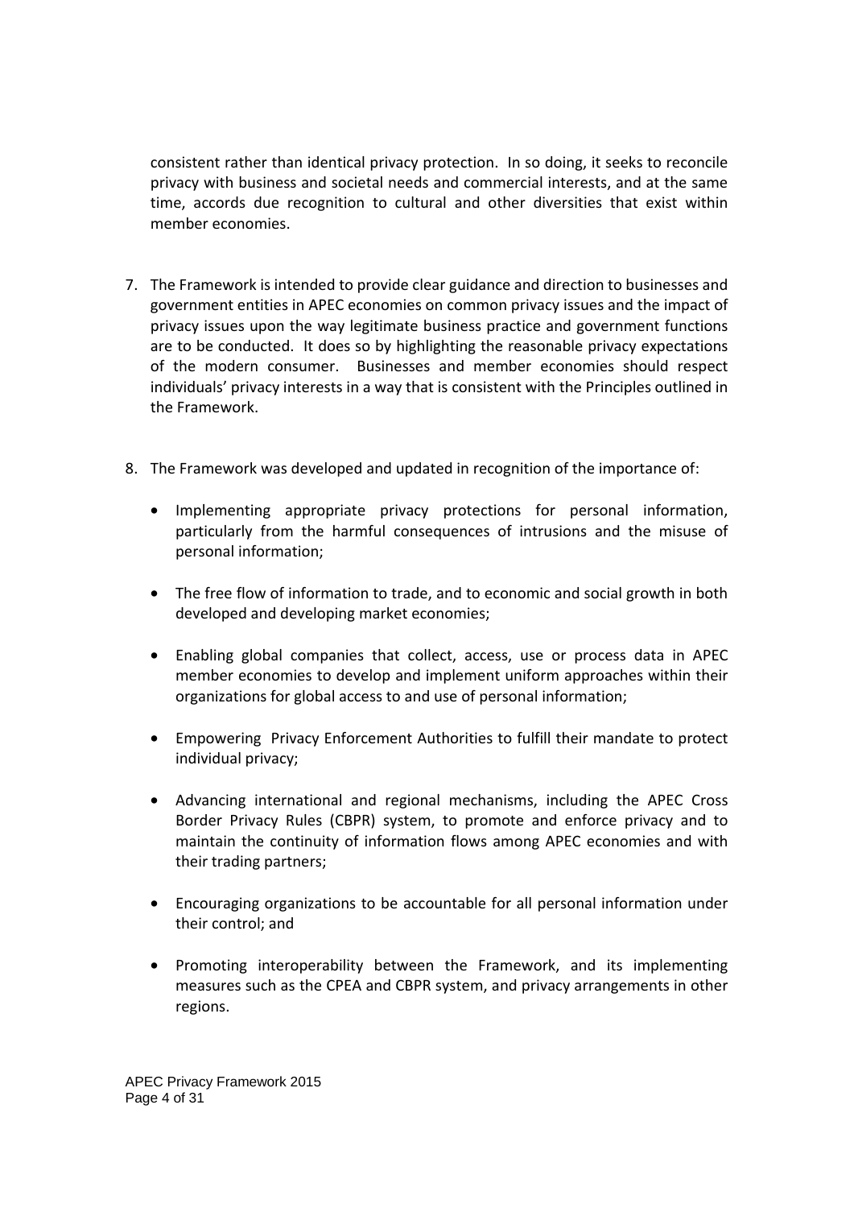consistent rather than identical privacy protection. In so doing, it seeks to reconcile privacy with business and societal needs and commercial interests, and at the same time, accords due recognition to cultural and other diversities that exist within member economies.

7. The Framework is intended to provide clear guidance and direction to businesses and government entities in APEC economies on common privacy issues and the impact of privacy issues upon the way legitimate business practice and government functions are to be conducted. It does so by highlighting the reasonable privacy expectations of the modern consumer. Businesses and member economies should respect individuals' privacy interests in a way that is consistent with the Principles outlined in the Framework.

8. The Framework was developed and updated in recognition of the importance of:

   - Implementing appropriate privacy protections for personal information, particularly from the harmful consequences of intrusions and the misuse of personal information;

   - The free flow of information to trade, and to economic and social growth in both developed and developing market economies;

   - Enabling global companies that collect, access, use or process data in APEC member economies to develop and implement uniform approaches within their organizations for global access to and use of personal information;

   - Empowering Privacy Enforcement Authorities to fulfill their mandate to protect individual privacy;

   - Advancing international and regional mechanisms, including the APEC Cross Border Privacy Rules (CBPR) system, to promote and enforce privacy and to maintain the continuity of information flows among APEC economies and with their trading partners;

   - Encouraging organizations to be accountable for all personal information under their control; and

   - Promoting interoperability between the Framework, and its implementing measures such as the CPEA and CBPR system, and privacy arrangements in other regions.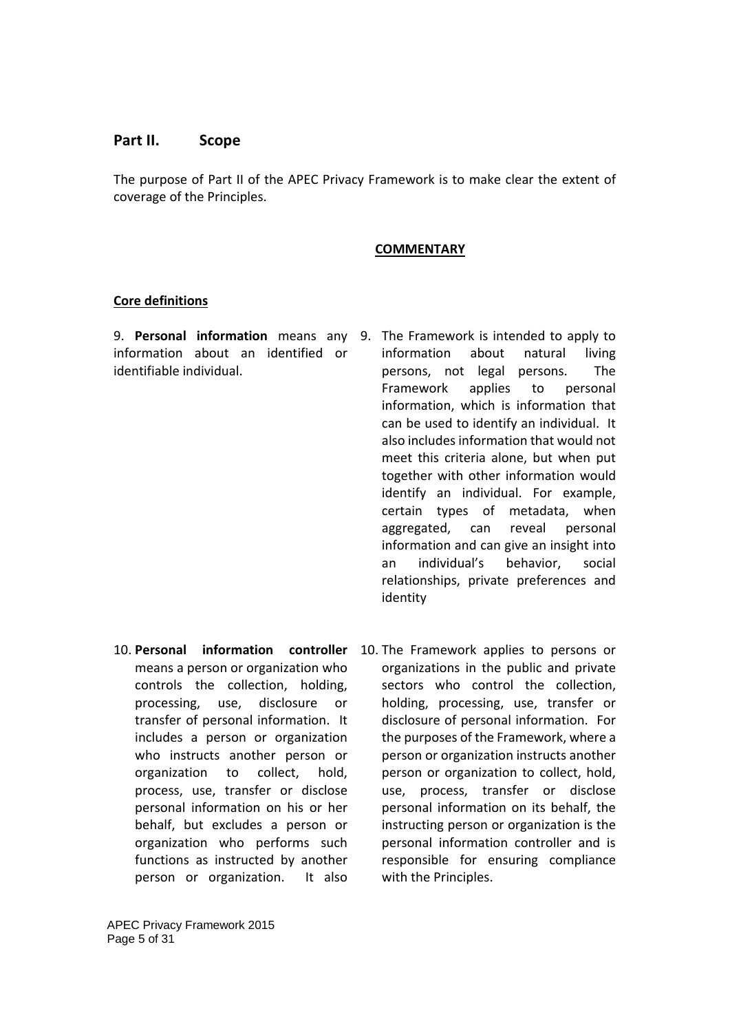## Part II. Scope

The purpose of Part II of the APEC Privacy Framework is to make clear the extent of coverage of the Principles.

**COMMENTARY**

### Core definitions

9. **Personal information** means any information about an identified or identifiable individual.

   *Commentary:* 9. The Framework is intended to apply to information about natural living persons, not legal persons. The Framework applies to personal information, which is information that can be used to identify an individual. It also includes information that would not meet this criteria alone, but when put together with other information would identify an individual. For example, certain types of metadata, when aggregated, can reveal personal information and can give an insight into an individual's behavior, social relationships, private preferences and identity

10. **Personal information controller** means a person or organization who controls the collection, holding, processing, use, disclosure or transfer of personal information. It includes a person or organization who instructs another person or organization to collect, hold, process, use, transfer or disclose personal information on his or her behalf, but excludes a person or organization who performs such functions as instructed by another person or organization. It also

    *Commentary:* 10. The Framework applies to persons or organizations in the public and private sectors who control the collection, holding, processing, use, transfer or disclosure of personal information. For the purposes of the Framework, where a person or organization instructs another person or organization to collect, hold, use, process, transfer or disclose personal information on its behalf, the instructing person or organization is the personal information controller and is responsible for ensuring compliance with the Principles.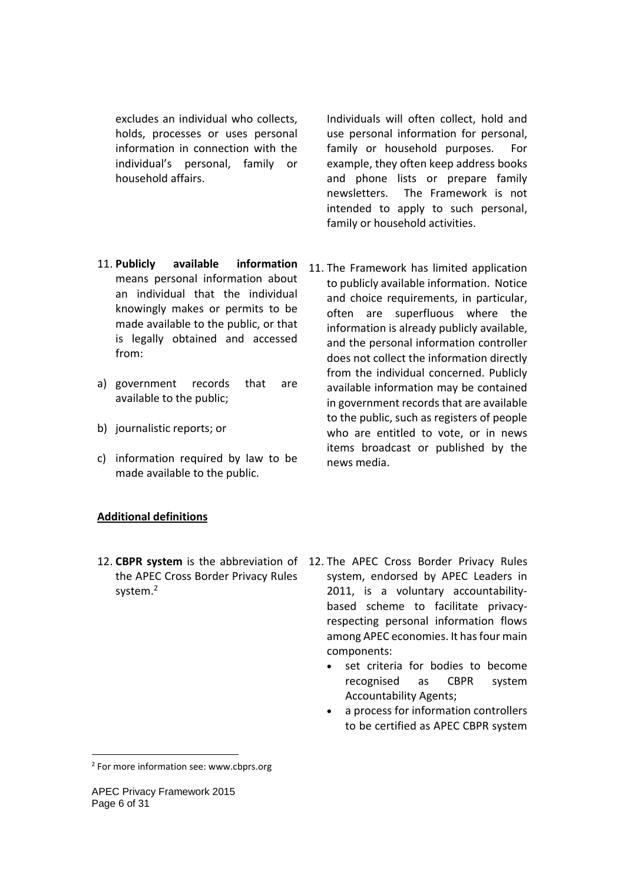excludes an individual who collects, holds, processes or uses personal information in connection with the individual's personal, family or household affairs.

Individuals will often collect, hold and use personal information for personal, family or household purposes. For example, they often keep address books and phone lists or prepare family newsletters. The Framework is not intended to apply to such personal, family or household activities.

11. **Publicly available information** means personal information about an individual that the individual knowingly makes or permits to be made available to the public, or that is legally obtained and accessed from:

a) government records that are available to the public;

b) journalistic reports; or

c) information required by law to be made available to the public.

11. The Framework has limited application to publicly available information. Notice and choice requirements, in particular, often are superfluous where the information is already publicly available, and the personal information controller does not collect the information directly from the individual concerned. Publicly available information may be contained in government records that are available to the public, such as registers of people who are entitled to vote, or in news items broadcast or published by the news media.

**Additional definitions**

12. **CBPR system** is the abbreviation of the APEC Cross Border Privacy Rules system.[2]

12. The APEC Cross Border Privacy Rules system, endorsed by APEC Leaders in 2011, is a voluntary accountability-based scheme to facilitate privacy-respecting personal information flows among APEC economies. It has four main components:

- set criteria for bodies to become recognised as CBPR system Accountability Agents;
- a process for information controllers to be certified as APEC CBPR system

[2] For more information see: www.cbprs.org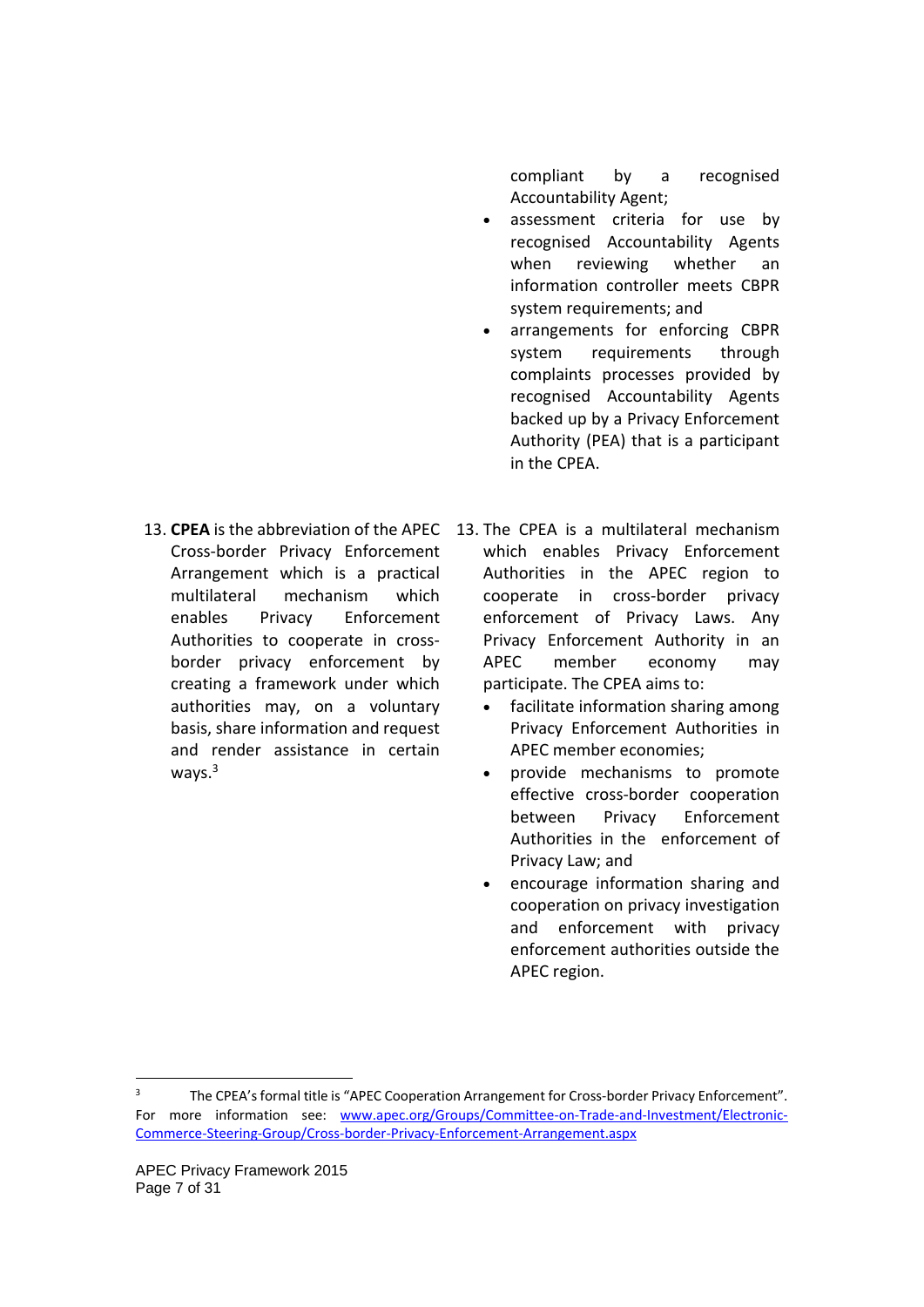compliant by a recognised Accountability Agent;

- assessment criteria for use by recognised Accountability Agents when reviewing whether an information controller meets CBPR system requirements; and
- arrangements for enforcing CBPR system requirements through complaints processes provided by recognised Accountability Agents backed up by a Privacy Enforcement Authority (PEA) that is a participant in the CPEA.

13. **CPEA** is the abbreviation of the APEC Cross-border Privacy Enforcement Arrangement which is a practical multilateral mechanism which enables Privacy Enforcement Authorities to cooperate in cross-border privacy enforcement by creating a framework under which authorities may, on a voluntary basis, share information and request and render assistance in certain ways.[3]

13. The CPEA is a multilateral mechanism which enables Privacy Enforcement Authorities in the APEC region to cooperate in cross-border privacy enforcement of Privacy Laws. Any Privacy Enforcement Authority in an APEC member economy may participate. The CPEA aims to:

- facilitate information sharing among Privacy Enforcement Authorities in APEC member economies;
- provide mechanisms to promote effective cross-border cooperation between Privacy Enforcement Authorities in the enforcement of Privacy Law; and
- encourage information sharing and cooperation on privacy investigation and enforcement with privacy enforcement authorities outside the APEC region.

---

[3] The CPEA's formal title is "APEC Cooperation Arrangement for Cross-border Privacy Enforcement". For more information see: www.apec.org/Groups/Committee-on-Trade-and-Investment/Electronic-Commerce-Steering-Group/Cross-border-Privacy-Enforcement-Arrangement.aspx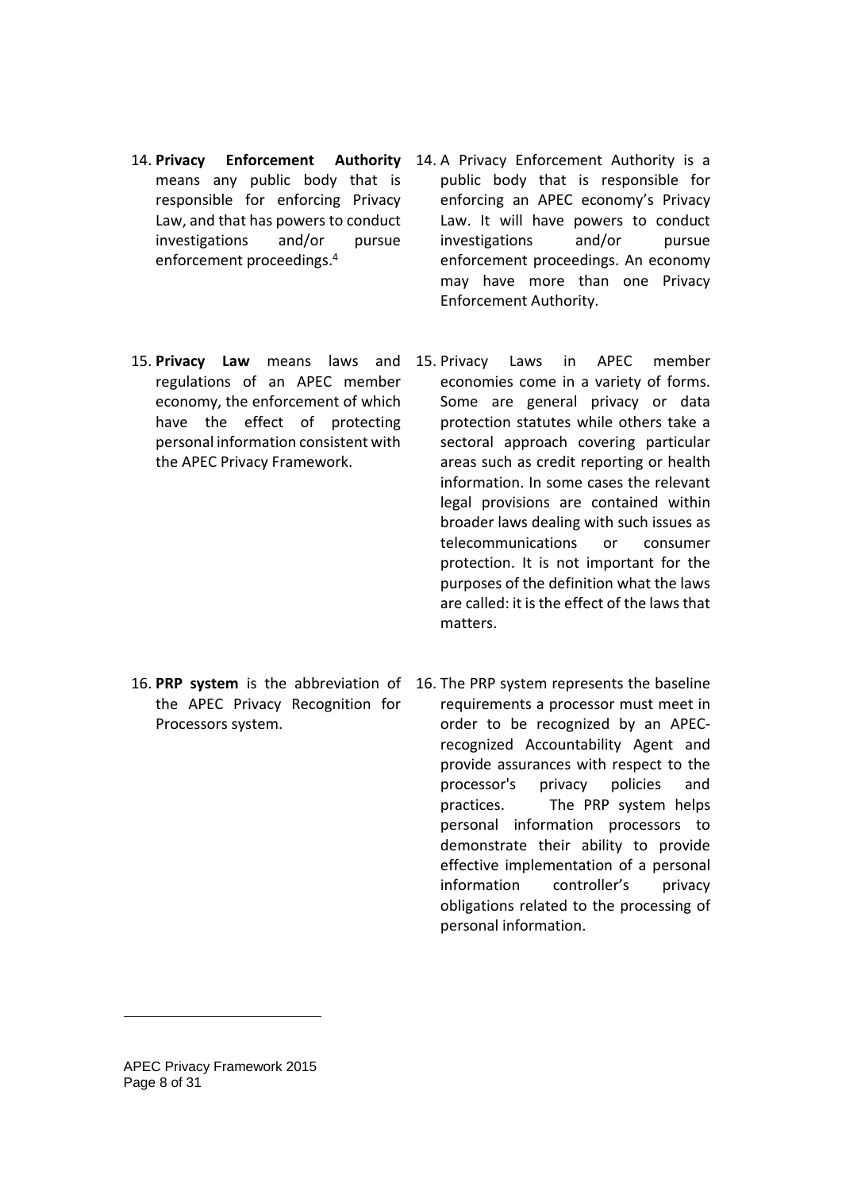14. **Privacy Enforcement Authority** means any public body that is responsible for enforcing Privacy Law, and that has powers to conduct investigations and/or pursue enforcement proceedings.[4]

14. A Privacy Enforcement Authority is a public body that is responsible for enforcing an APEC economy's Privacy Law. It will have powers to conduct investigations and/or pursue enforcement proceedings. An economy may have more than one Privacy Enforcement Authority.

15. **Privacy Law** means laws and regulations of an APEC member economy, the enforcement of which have the effect of protecting personal information consistent with the APEC Privacy Framework.

15. Privacy Laws in APEC member economies come in a variety of forms. Some are general privacy or data protection statutes while others take a sectoral approach covering particular areas such as credit reporting or health information. In some cases the relevant legal provisions are contained within broader laws dealing with such issues as telecommunications or consumer protection. It is not important for the purposes of the definition what the laws are called: it is the effect of the laws that matters.

16. **PRP system** is the abbreviation of the APEC Privacy Recognition for Processors system.

16. The PRP system represents the baseline requirements a processor must meet in order to be recognized by an APEC-recognized Accountability Agent and provide assurances with respect to the processor's privacy policies and practices. The PRP system helps personal information processors to demonstrate their ability to provide effective implementation of a personal information controller's privacy obligations related to the processing of personal information.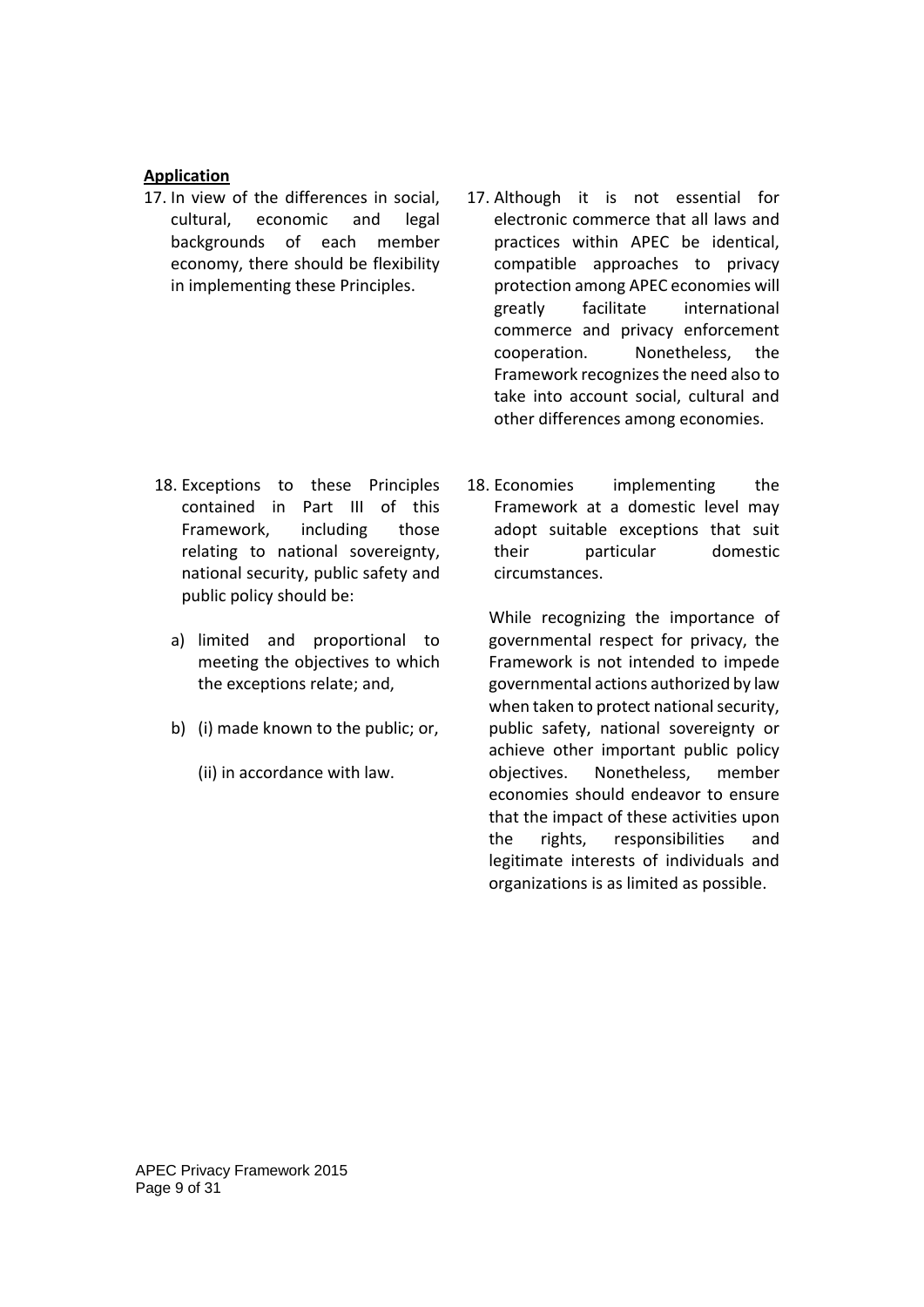**Application**

17. In view of the differences in social, cultural, economic and legal backgrounds of each member economy, there should be flexibility in implementing these Principles.

17. Although it is not essential for electronic commerce that all laws and practices within APEC be identical, compatible approaches to privacy protection among APEC economies will greatly facilitate international commerce and privacy enforcement cooperation. Nonetheless, the Framework recognizes the need also to take into account social, cultural and other differences among economies.

18. Exceptions to these Principles contained in Part III of this Framework, including those relating to national sovereignty, national security, public safety and public policy should be:

    a) limited and proportional to meeting the objectives to which the exceptions relate; and,

    b) (i) made known to the public; or,

       (ii) in accordance with law.

18. Economies implementing the Framework at a domestic level may adopt suitable exceptions that suit their particular domestic circumstances.

While recognizing the importance of governmental respect for privacy, the Framework is not intended to impede governmental actions authorized by law when taken to protect national security, public safety, national sovereignty or achieve other important public policy objectives. Nonetheless, member economies should endeavor to ensure that the impact of these activities upon the rights, responsibilities and legitimate interests of individuals and organizations is as limited as possible.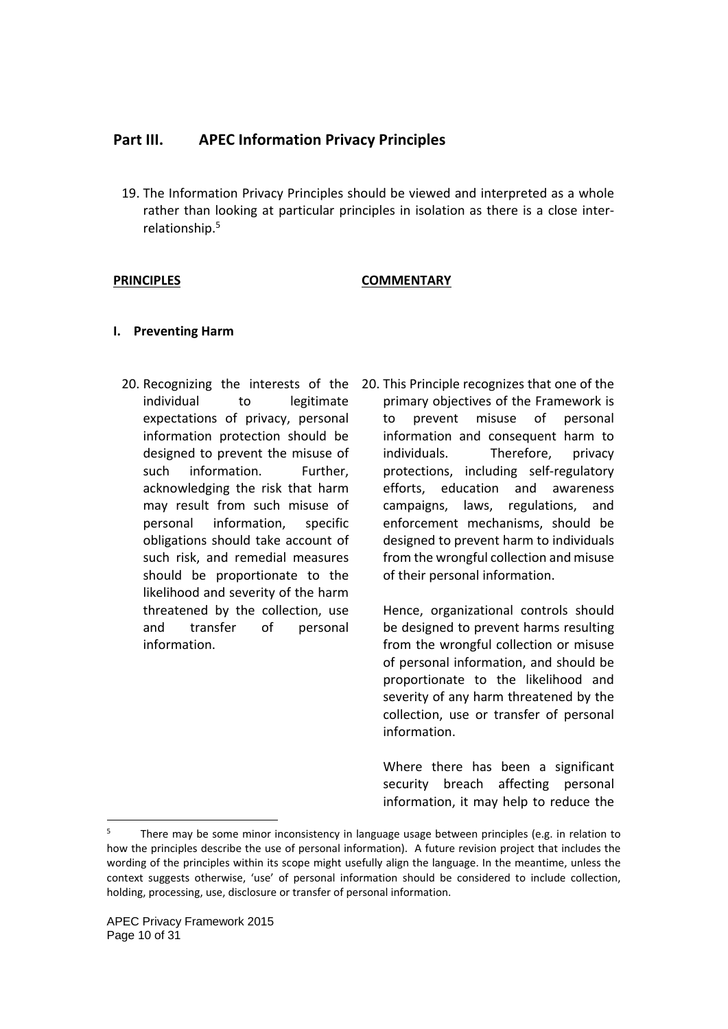## Part III. APEC Information Privacy Principles

19. The Information Privacy Principles should be viewed and interpreted as a whole rather than looking at particular principles in isolation as there is a close inter-relationship.[5]

**PRINCIPLES** | **COMMENTARY**

### I. Preventing Harm

**Principle**

20. Recognizing the interests of the individual to legitimate expectations of privacy, personal information protection should be designed to prevent the misuse of such information. Further, acknowledging the risk that harm may result from such misuse of personal information, specific obligations should take account of such risk, and remedial measures should be proportionate to the likelihood and severity of the harm threatened by the collection, use and transfer of personal information.

**Commentary**

20. This Principle recognizes that one of the primary objectives of the Framework is to prevent misuse of personal information and consequent harm to individuals. Therefore, privacy protections, including self-regulatory efforts, education and awareness campaigns, laws, regulations, and enforcement mechanisms, should be designed to prevent harm to individuals from the wrongful collection and misuse of their personal information.

Hence, organizational controls should be designed to prevent harms resulting from the wrongful collection or misuse of personal information, and should be proportionate to the likelihood and severity of any harm threatened by the collection, use or transfer of personal information.

Where there has been a significant security breach affecting personal information, it may help to reduce the

---

[5] There may be some minor inconsistency in language usage between principles (e.g. in relation to how the principles describe the use of personal information). A future revision project that includes the wording of the principles within its scope might usefully align the language. In the meantime, unless the context suggests otherwise, 'use' of personal information should be considered to include collection, holding, processing, use, disclosure or transfer of personal information.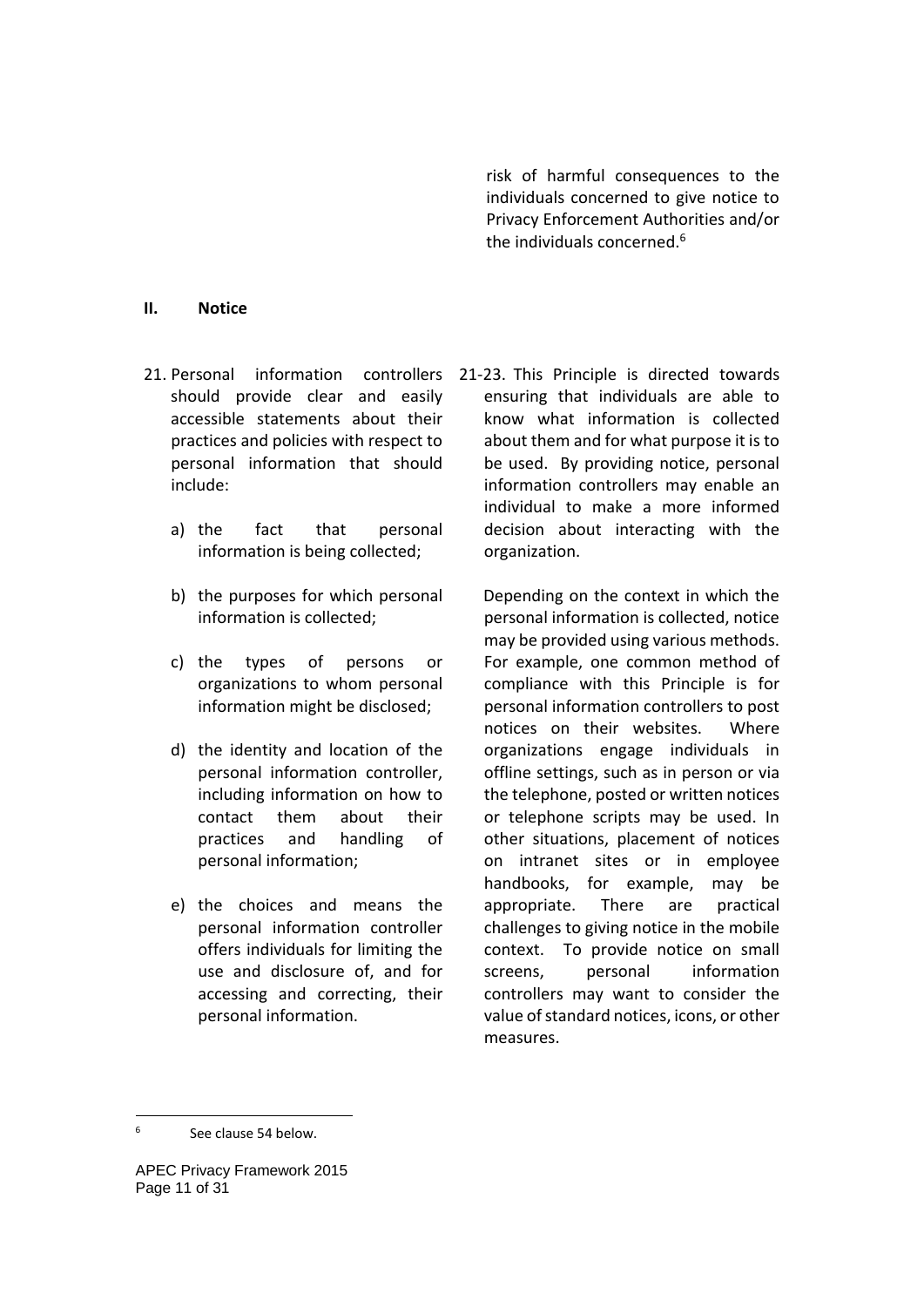risk of harmful consequences to the individuals concerned to give notice to Privacy Enforcement Authorities and/or the individuals concerned.[6]

## II. Notice

21. Personal information controllers should provide clear and easily accessible statements about their practices and policies with respect to personal information that should include:

    a) the fact that personal information is being collected;

    b) the purposes for which personal information is collected;

    c) the types of persons or organizations to whom personal information might be disclosed;

    d) the identity and location of the personal information controller, including information on how to contact them about their practices and handling of personal information;

    e) the choices and means the personal information controller offers individuals for limiting the use and disclosure of, and for accessing and correcting, their personal information.

21-23. This Principle is directed towards ensuring that individuals are able to know what information is collected about them and for what purpose it is to be used. By providing notice, personal information controllers may enable an individual to make a more informed decision about interacting with the organization.

Depending on the context in which the personal information is collected, notice may be provided using various methods. For example, one common method of compliance with this Principle is for personal information controllers to post notices on their websites. Where organizations engage individuals in offline settings, such as in person or via the telephone, posted or written notices or telephone scripts may be used. In other situations, placement of notices on intranet sites or in employee handbooks, for example, may be appropriate. There are practical challenges to giving notice in the mobile context. To provide notice on small screens, personal information controllers may want to consider the value of standard notices, icons, or other measures.

---

[6] See clause 54 below.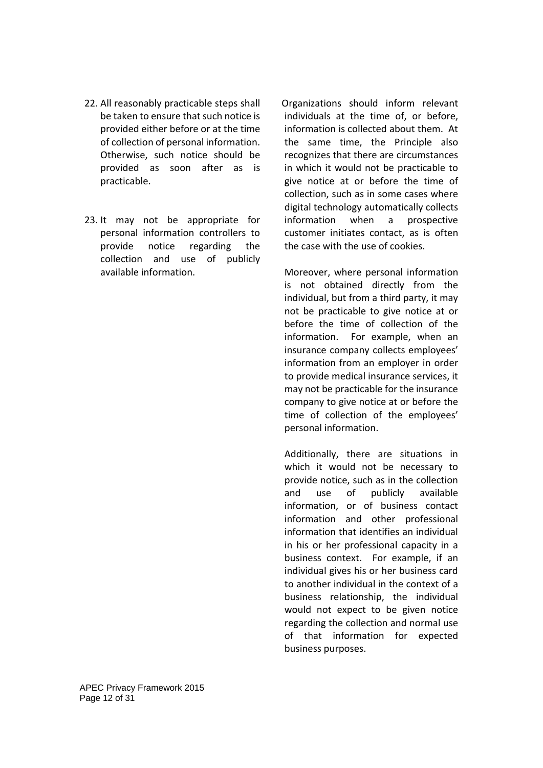22. All reasonably practicable steps shall be taken to ensure that such notice is provided either before or at the time of collection of personal information. Otherwise, such notice should be provided as soon after as is practicable.

23. It may not be appropriate for personal information controllers to provide notice regarding the collection and use of publicly available information.

Organizations should inform relevant individuals at the time of, or before, information is collected about them. At the same time, the Principle also recognizes that there are circumstances in which it would not be practicable to give notice at or before the time of collection, such as in some cases where digital technology automatically collects information when a prospective customer initiates contact, as is often the case with the use of cookies.

Moreover, where personal information is not obtained directly from the individual, but from a third party, it may not be practicable to give notice at or before the time of collection of the information. For example, when an insurance company collects employees' information from an employer in order to provide medical insurance services, it may not be practicable for the insurance company to give notice at or before the time of collection of the employees' personal information.

Additionally, there are situations in which it would not be necessary to provide notice, such as in the collection and use of publicly available information, or of business contact information and other professional information that identifies an individual in his or her professional capacity in a business context. For example, if an individual gives his or her business card to another individual in the context of a business relationship, the individual would not expect to be given notice regarding the collection and normal use of that information for expected business purposes.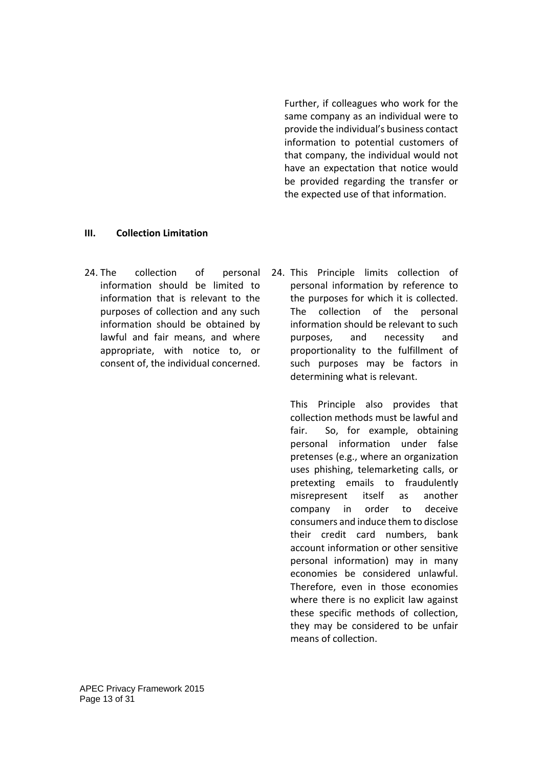Further, if colleagues who work for the same company as an individual were to provide the individual's business contact information to potential customers of that company, the individual would not have an expectation that notice would be provided regarding the transfer or the expected use of that information.

### III. Collection Limitation

24. The collection of personal information should be limited to information that is relevant to the purposes of collection and any such information should be obtained by lawful and fair means, and where appropriate, with notice to, or consent of, the individual concerned.

24. This Principle limits collection of personal information by reference to the purposes for which it is collected. The collection of the personal information should be relevant to such purposes, and necessity and proportionality to the fulfillment of such purposes may be factors in determining what is relevant.

This Principle also provides that collection methods must be lawful and fair. So, for example, obtaining personal information under false pretenses (e.g., where an organization uses phishing, telemarketing calls, or pretexting emails to fraudulently misrepresent itself as another company in order to deceive consumers and induce them to disclose their credit card numbers, bank account information or other sensitive personal information) may in many economies be considered unlawful. Therefore, even in those economies where there is no explicit law against these specific methods of collection, they may be considered to be unfair means of collection.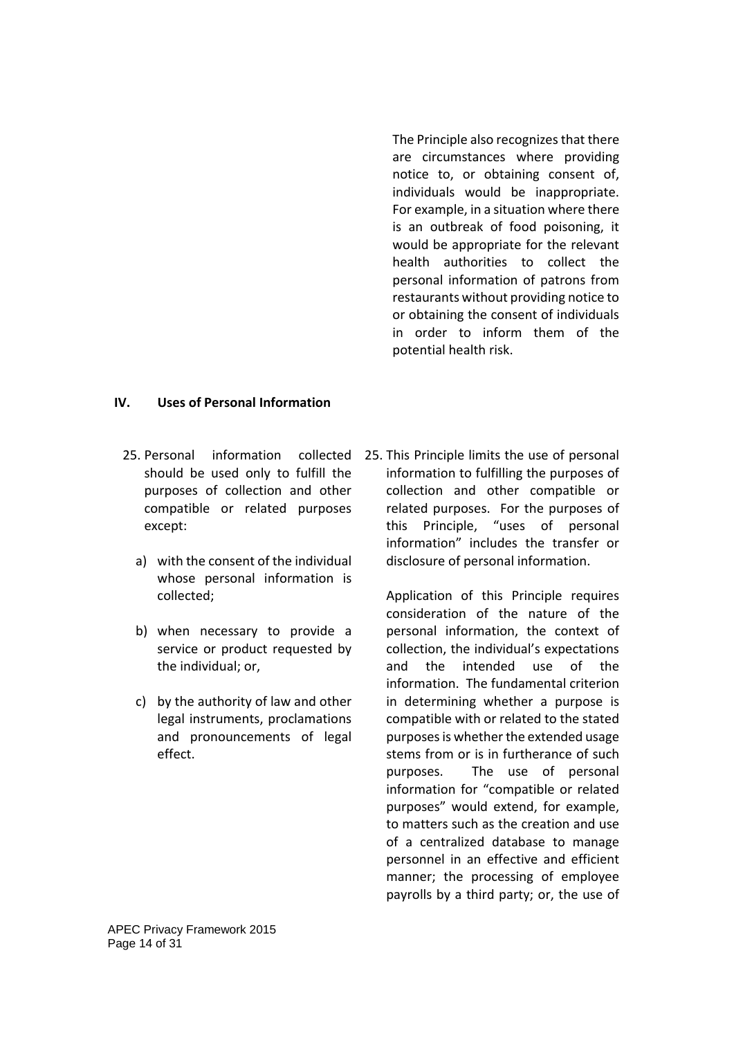The Principle also recognizes that there are circumstances where providing notice to, or obtaining consent of, individuals would be inappropriate. For example, in a situation where there is an outbreak of food poisoning, it would be appropriate for the relevant health authorities to collect the personal information of patrons from restaurants without providing notice to or obtaining the consent of individuals in order to inform them of the potential health risk.

## IV. Uses of Personal Information

25. Personal information collected should be used only to fulfill the purposes of collection and other compatible or related purposes except:

    a) with the consent of the individual whose personal information is collected;

    b) when necessary to provide a service or product requested by the individual; or,

    c) by the authority of law and other legal instruments, proclamations and pronouncements of legal effect.

25. This Principle limits the use of personal information to fulfilling the purposes of collection and other compatible or related purposes. For the purposes of this Principle, "uses of personal information" includes the transfer or disclosure of personal information.

Application of this Principle requires consideration of the nature of the personal information, the context of collection, the individual's expectations and the intended use of the information. The fundamental criterion in determining whether a purpose is compatible with or related to the stated purposes is whether the extended usage stems from or is in furtherance of such purposes. The use of personal information for "compatible or related purposes" would extend, for example, to matters such as the creation and use of a centralized database to manage personnel in an effective and efficient manner; the processing of employee payrolls by a third party; or, the use of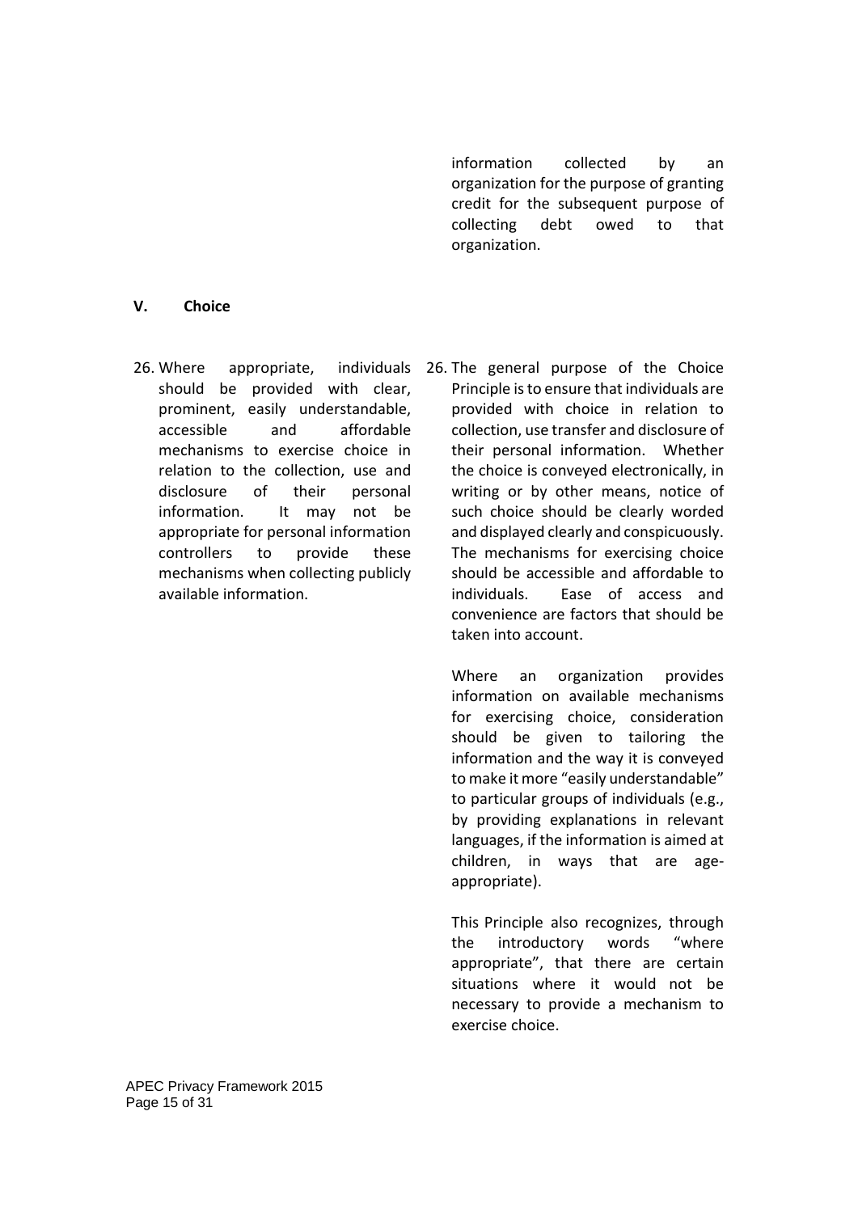information collected by an organization for the purpose of granting credit for the subsequent purpose of collecting debt owed to that organization.

## V. Choice

26. Where appropriate, individuals should be provided with clear, prominent, easily understandable, accessible and affordable mechanisms to exercise choice in relation to the collection, use and disclosure of their personal information. It may not be appropriate for personal information controllers to provide these mechanisms when collecting publicly available information.

26. The general purpose of the Choice Principle is to ensure that individuals are provided with choice in relation to collection, use transfer and disclosure of their personal information. Whether the choice is conveyed electronically, in writing or by other means, notice of such choice should be clearly worded and displayed clearly and conspicuously. The mechanisms for exercising choice should be accessible and affordable to individuals. Ease of access and convenience are factors that should be taken into account.

    Where an organization provides information on available mechanisms for exercising choice, consideration should be given to tailoring the information and the way it is conveyed to make it more "easily understandable" to particular groups of individuals (e.g., by providing explanations in relevant languages, if the information is aimed at children, in ways that are age-appropriate).

    This Principle also recognizes, through the introductory words "where appropriate", that there are certain situations where it would not be necessary to provide a mechanism to exercise choice.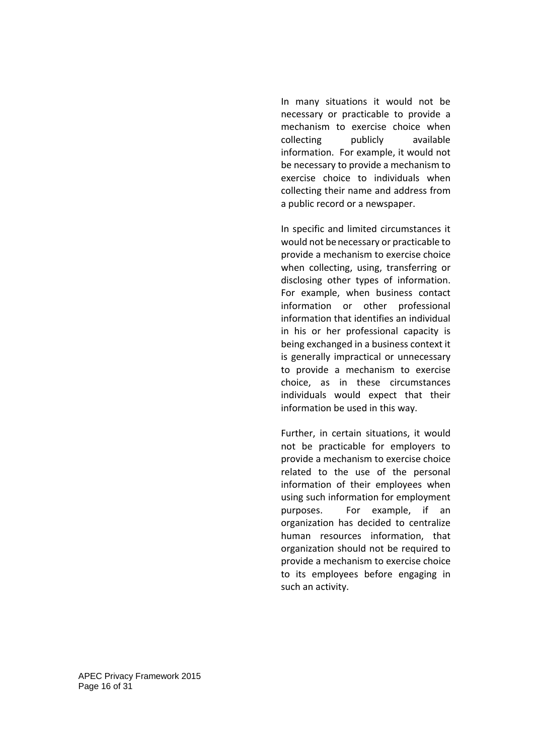In many situations it would not be necessary or practicable to provide a mechanism to exercise choice when collecting publicly available information. For example, it would not be necessary to provide a mechanism to exercise choice to individuals when collecting their name and address from a public record or a newspaper.

In specific and limited circumstances it would not be necessary or practicable to provide a mechanism to exercise choice when collecting, using, transferring or disclosing other types of information. For example, when business contact information or other professional information that identifies an individual in his or her professional capacity is being exchanged in a business context it is generally impractical or unnecessary to provide a mechanism to exercise choice, as in these circumstances individuals would expect that their information be used in this way.

Further, in certain situations, it would not be practicable for employers to provide a mechanism to exercise choice related to the use of the personal information of their employees when using such information for employment purposes. For example, if an organization has decided to centralize human resources information, that organization should not be required to provide a mechanism to exercise choice to its employees before engaging in such an activity.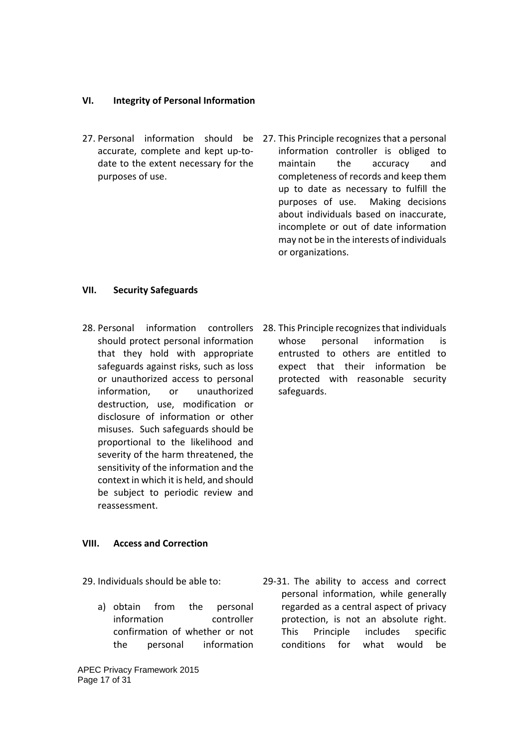### VI. Integrity of Personal Information

27. Personal information should be accurate, complete and kept up-to-date to the extent necessary for the purposes of use.

27. This Principle recognizes that a personal information controller is obliged to maintain the accuracy and completeness of records and keep them up to date as necessary to fulfill the purposes of use. Making decisions about individuals based on inaccurate, incomplete or out of date information may not be in the interests of individuals or organizations.

### VII. Security Safeguards

28. Personal information controllers should protect personal information that they hold with appropriate safeguards against risks, such as loss or unauthorized access to personal information, or unauthorized destruction, use, modification or disclosure of information or other misuses. Such safeguards should be proportional to the likelihood and severity of the harm threatened, the sensitivity of the information and the context in which it is held, and should be subject to periodic review and reassessment.

28. This Principle recognizes that individuals whose personal information is entrusted to others are entitled to expect that their information be protected with reasonable security safeguards.

### VIII. Access and Correction

29. Individuals should be able to:

   a) obtain from the personal information controller confirmation of whether or not the personal information

29-31. The ability to access and correct personal information, while generally regarded as a central aspect of privacy protection, is not an absolute right. This Principle includes specific conditions for what would be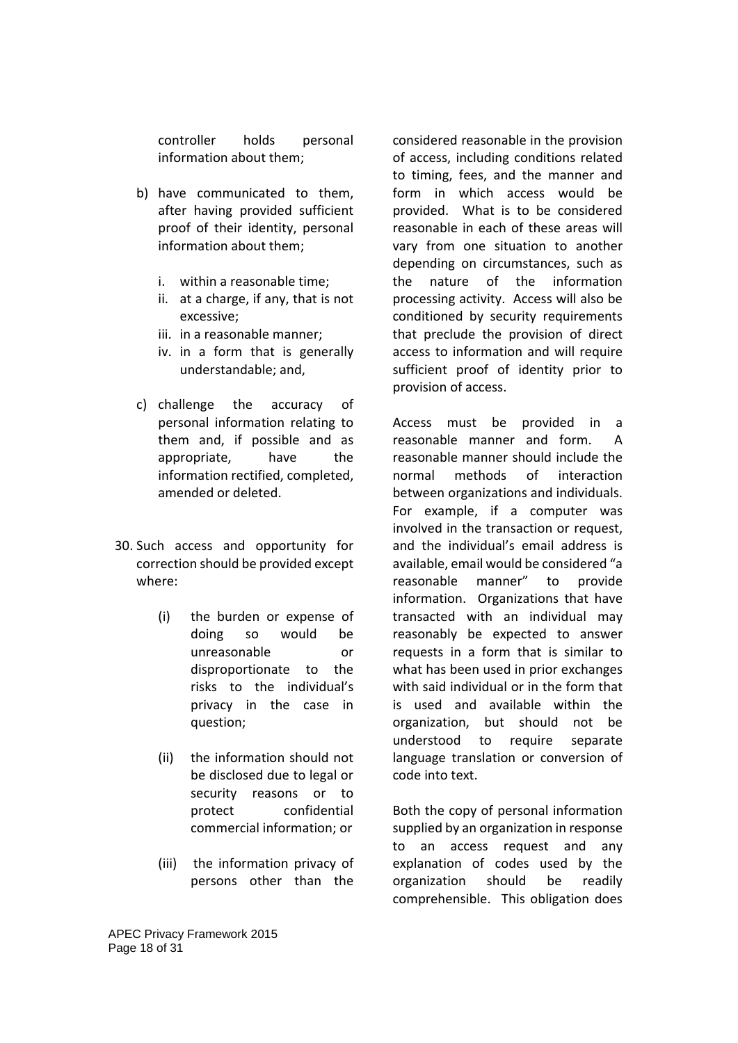controller holds personal information about them;

b) have communicated to them, after having provided sufficient proof of their identity, personal information about them;

   i. within a reasonable time;
   ii. at a charge, if any, that is not excessive;
   iii. in a reasonable manner;
   iv. in a form that is generally understandable; and,

c) challenge the accuracy of personal information relating to them and, if possible and as appropriate, have the information rectified, completed, amended or deleted.

30. Such access and opportunity for correction should be provided except where:

    (i) the burden or expense of doing so would be unreasonable or disproportionate to the risks to the individual's privacy in the case in question;

    (ii) the information should not be disclosed due to legal or security reasons or to protect confidential commercial information; or

    (iii) the information privacy of persons other than the

considered reasonable in the provision of access, including conditions related to timing, fees, and the manner and form in which access would be provided. What is to be considered reasonable in each of these areas will vary from one situation to another depending on circumstances, such as the nature of the information processing activity. Access will also be conditioned by security requirements that preclude the provision of direct access to information and will require sufficient proof of identity prior to provision of access.

Access must be provided in a reasonable manner and form. A reasonable manner should include the normal methods of interaction between organizations and individuals. For example, if a computer was involved in the transaction or request, and the individual's email address is available, email would be considered "a reasonable manner" to provide information. Organizations that have transacted with an individual may reasonably be expected to answer requests in a form that is similar to what has been used in prior exchanges with said individual or in the form that is used and available within the organization, but should not be understood to require separate language translation or conversion of code into text.

Both the copy of personal information supplied by an organization in response to an access request and any explanation of codes used by the organization should be readily comprehensible. This obligation does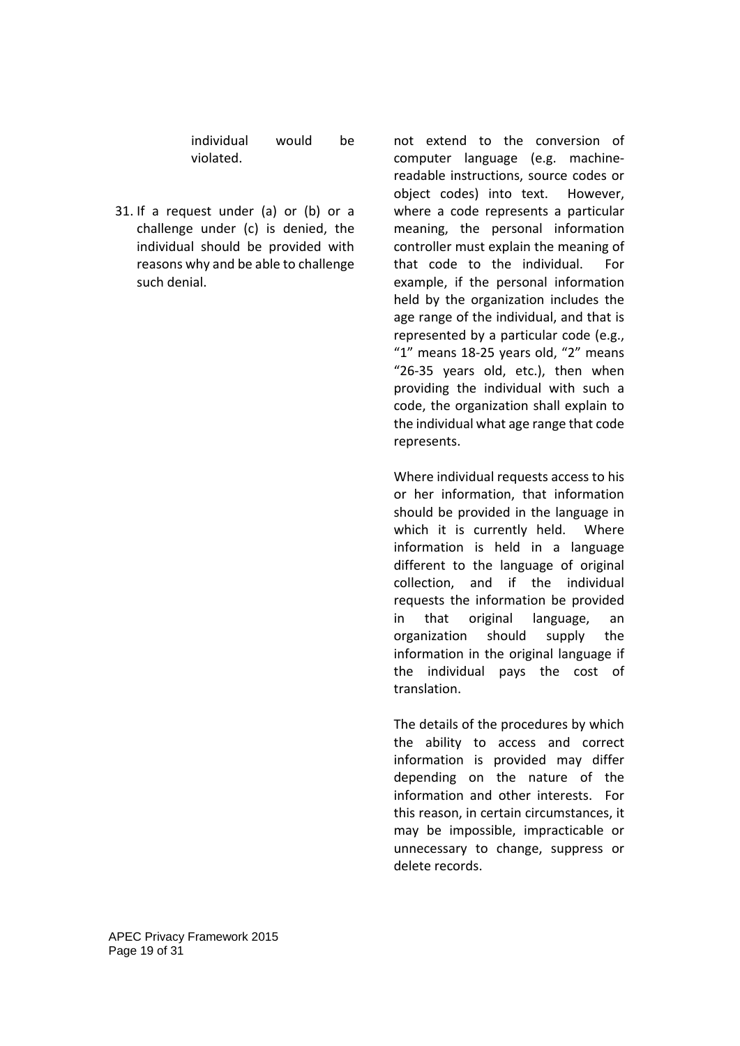individual would be violated.

31. If a request under (a) or (b) or a challenge under (c) is denied, the individual should be provided with reasons why and be able to challenge such denial.

not extend to the conversion of computer language (e.g. machine-readable instructions, source codes or object codes) into text. However, where a code represents a particular meaning, the personal information controller must explain the meaning of that code to the individual. For example, if the personal information held by the organization includes the age range of the individual, and that is represented by a particular code (e.g., "1" means 18-25 years old, "2" means "26-35 years old, etc.), then when providing the individual with such a code, the organization shall explain to the individual what age range that code represents.

Where individual requests access to his or her information, that information should be provided in the language in which it is currently held. Where information is held in a language different to the language of original collection, and if the individual requests the information be provided in that original language, an organization should supply the information in the original language if the individual pays the cost of translation.

The details of the procedures by which the ability to access and correct information is provided may differ depending on the nature of the information and other interests. For this reason, in certain circumstances, it may be impossible, impracticable or unnecessary to change, suppress or delete records.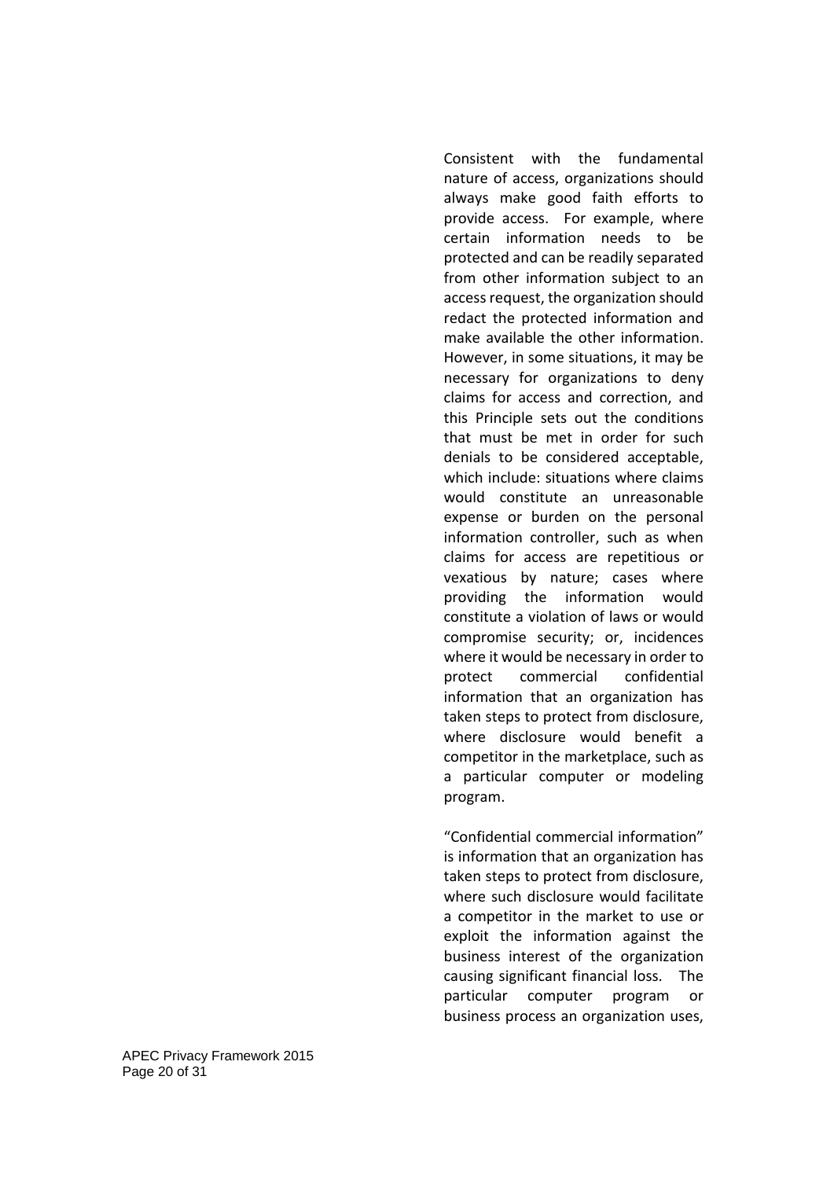Consistent with the fundamental nature of access, organizations should always make good faith efforts to provide access. For example, where certain information needs to be protected and can be readily separated from other information subject to an access request, the organization should redact the protected information and make available the other information. However, in some situations, it may be necessary for organizations to deny claims for access and correction, and this Principle sets out the conditions that must be met in order for such denials to be considered acceptable, which include: situations where claims would constitute an unreasonable expense or burden on the personal information controller, such as when claims for access are repetitious or vexatious by nature; cases where providing the information would constitute a violation of laws or would compromise security; or, incidences where it would be necessary in order to protect commercial confidential information that an organization has taken steps to protect from disclosure, where disclosure would benefit a competitor in the marketplace, such as a particular computer or modeling program.

"Confidential commercial information" is information that an organization has taken steps to protect from disclosure, where such disclosure would facilitate a competitor in the market to use or exploit the information against the business interest of the organization causing significant financial loss. The particular computer program or business process an organization uses,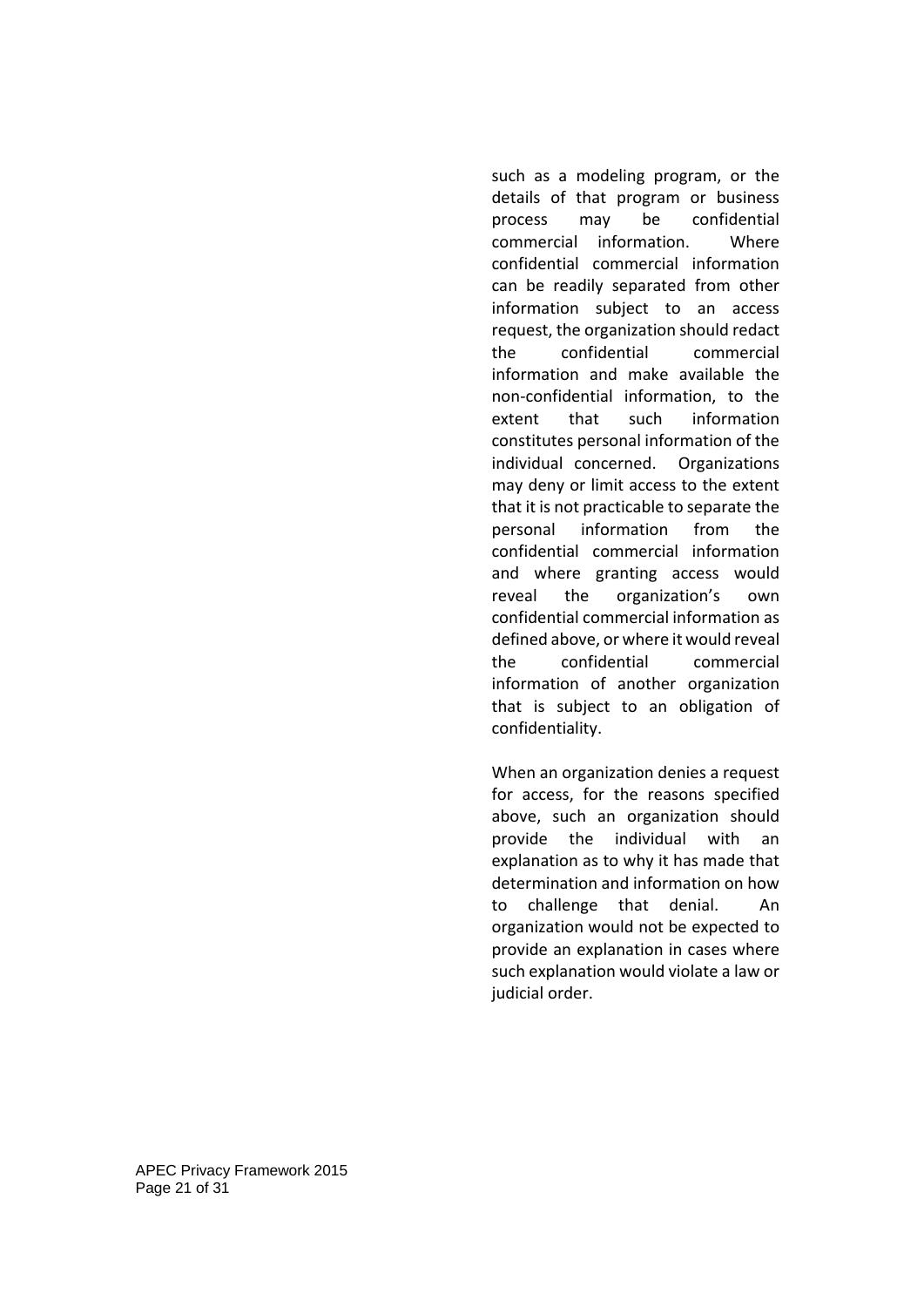such as a modeling program, or the details of that program or business process may be confidential commercial information. Where confidential commercial information can be readily separated from other information subject to an access request, the organization should redact the confidential commercial information and make available the non-confidential information, to the extent that such information constitutes personal information of the individual concerned. Organizations may deny or limit access to the extent that it is not practicable to separate the personal information from the confidential commercial information and where granting access would reveal the organization's own confidential commercial information as defined above, or where it would reveal the confidential commercial information of another organization that is subject to an obligation of confidentiality.

When an organization denies a request for access, for the reasons specified above, such an organization should provide the individual with an explanation as to why it has made that determination and information on how to challenge that denial. An organization would not be expected to provide an explanation in cases where such explanation would violate a law or judicial order.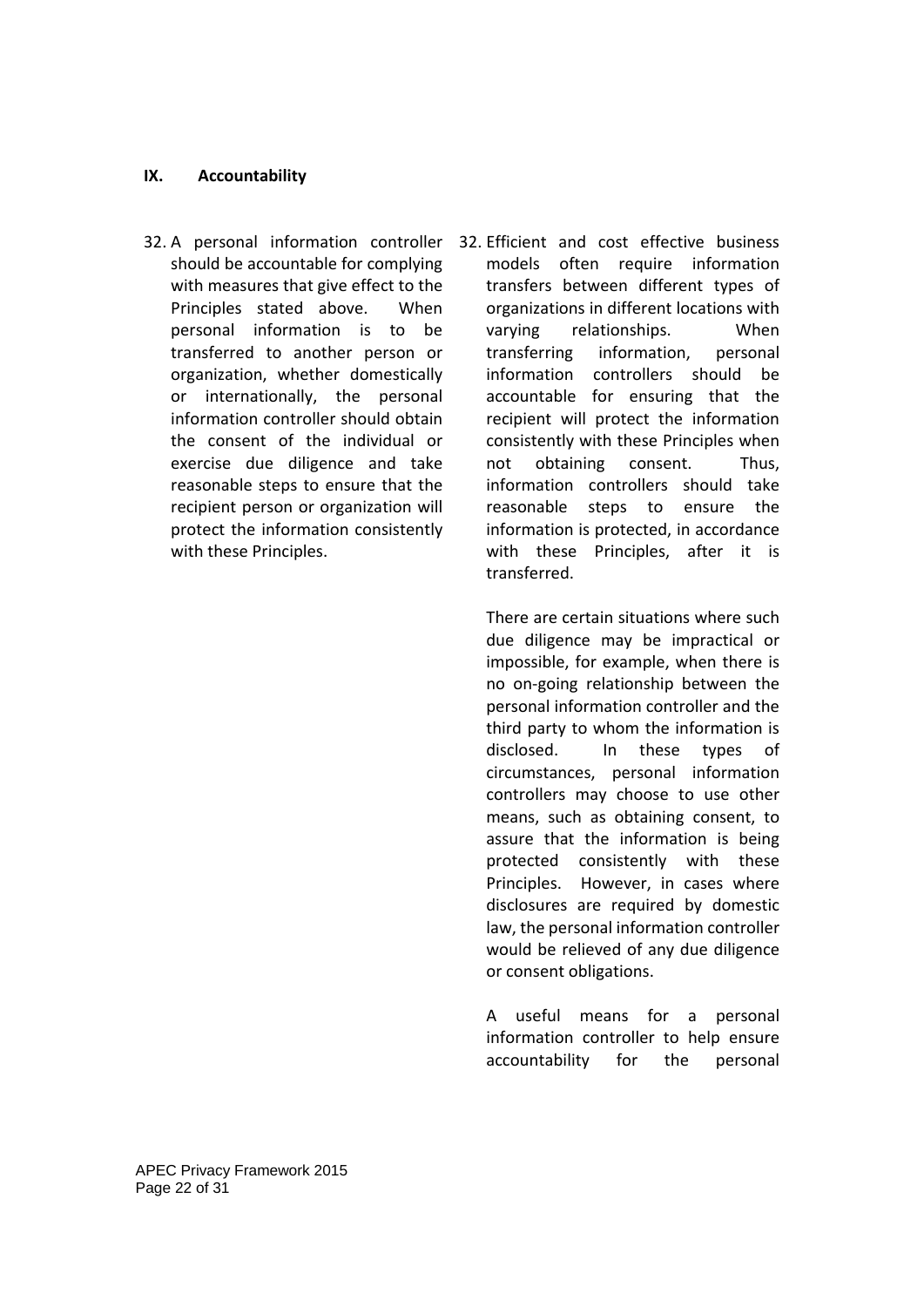## IX. Accountability

32. A personal information controller should be accountable for complying with measures that give effect to the Principles stated above. When personal information is to be transferred to another person or organization, whether domestically or internationally, the personal information controller should obtain the consent of the individual or exercise due diligence and take reasonable steps to ensure that the recipient person or organization will protect the information consistently with these Principles.

32. Efficient and cost effective business models often require information transfers between different types of organizations in different locations with varying relationships. When transferring information, personal information controllers should be accountable for ensuring that the recipient will protect the information consistently with these Principles when not obtaining consent. Thus, information controllers should take reasonable steps to ensure the information is protected, in accordance with these Principles, after it is transferred.

There are certain situations where such due diligence may be impractical or impossible, for example, when there is no on-going relationship between the personal information controller and the third party to whom the information is disclosed. In these types of circumstances, personal information controllers may choose to use other means, such as obtaining consent, to assure that the information is being protected consistently with these Principles. However, in cases where disclosures are required by domestic law, the personal information controller would be relieved of any due diligence or consent obligations.

A useful means for a personal information controller to help ensure accountability for the personal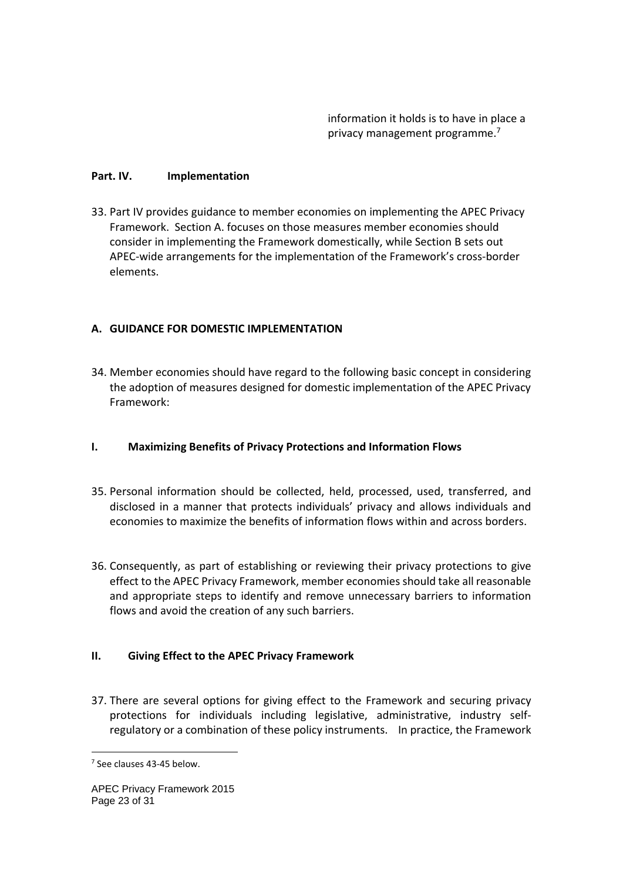information it holds is to have in place a privacy management programme.[7]

## Part. IV. Implementation

33. Part IV provides guidance to member economies on implementing the APEC Privacy Framework. Section A. focuses on those measures member economies should consider in implementing the Framework domestically, while Section B sets out APEC-wide arrangements for the implementation of the Framework's cross-border elements.

### A. GUIDANCE FOR DOMESTIC IMPLEMENTATION

34. Member economies should have regard to the following basic concept in considering the adoption of measures designed for domestic implementation of the APEC Privacy Framework:

#### I. Maximizing Benefits of Privacy Protections and Information Flows

35. Personal information should be collected, held, processed, used, transferred, and disclosed in a manner that protects individuals' privacy and allows individuals and economies to maximize the benefits of information flows within and across borders.

36. Consequently, as part of establishing or reviewing their privacy protections to give effect to the APEC Privacy Framework, member economies should take all reasonable and appropriate steps to identify and remove unnecessary barriers to information flows and avoid the creation of any such barriers.

#### II. Giving Effect to the APEC Privacy Framework

37. There are several options for giving effect to the Framework and securing privacy protections for individuals including legislative, administrative, industry self-regulatory or a combination of these policy instruments. In practice, the Framework

[7] See clauses 43-45 below.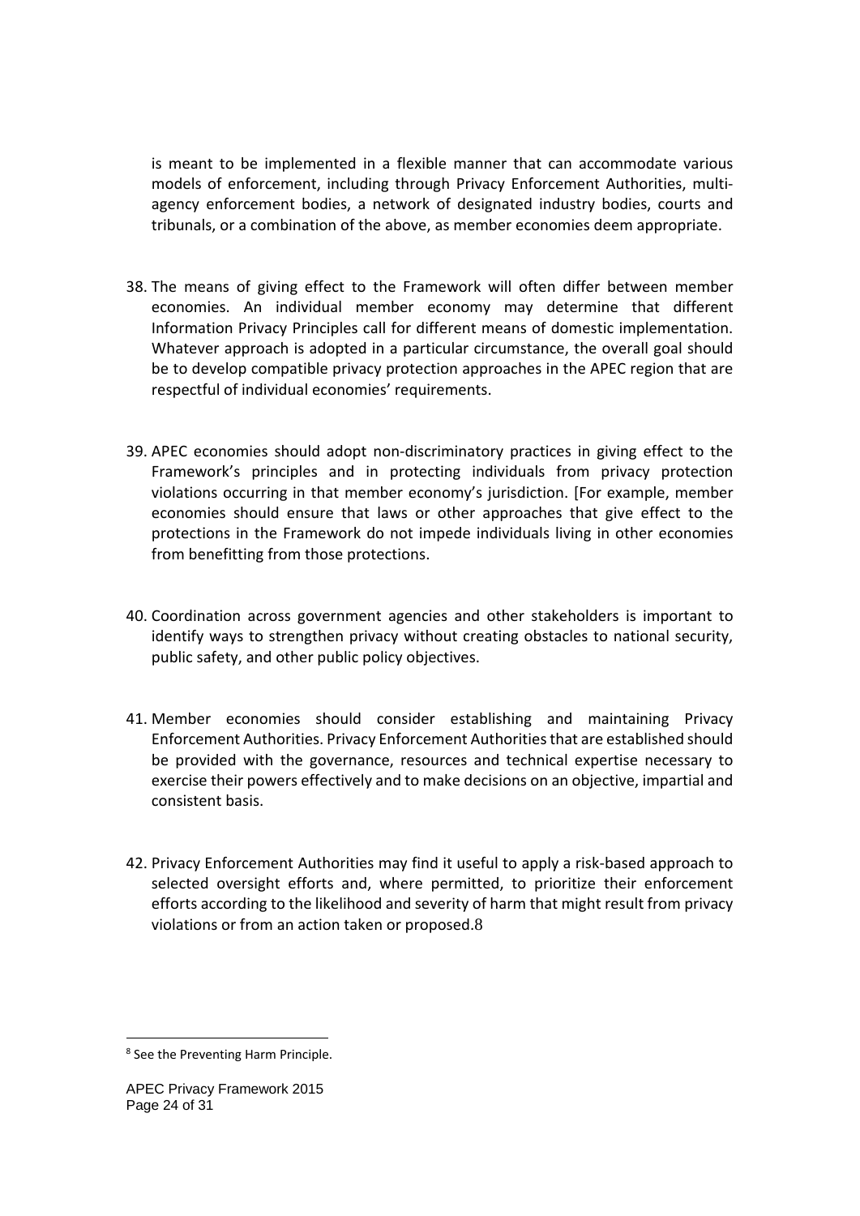is meant to be implemented in a flexible manner that can accommodate various models of enforcement, including through Privacy Enforcement Authorities, multi-agency enforcement bodies, a network of designated industry bodies, courts and tribunals, or a combination of the above, as member economies deem appropriate.

38. The means of giving effect to the Framework will often differ between member economies. An individual member economy may determine that different Information Privacy Principles call for different means of domestic implementation. Whatever approach is adopted in a particular circumstance, the overall goal should be to develop compatible privacy protection approaches in the APEC region that are respectful of individual economies' requirements.

39. APEC economies should adopt non-discriminatory practices in giving effect to the Framework's principles and in protecting individuals from privacy protection violations occurring in that member economy's jurisdiction. [For example, member economies should ensure that laws or other approaches that give effect to the protections in the Framework do not impede individuals living in other economies from benefitting from those protections.

40. Coordination across government agencies and other stakeholders is important to identify ways to strengthen privacy without creating obstacles to national security, public safety, and other public policy objectives.

41. Member economies should consider establishing and maintaining Privacy Enforcement Authorities. Privacy Enforcement Authorities that are established should be provided with the governance, resources and technical expertise necessary to exercise their powers effectively and to make decisions on an objective, impartial and consistent basis.

42. Privacy Enforcement Authorities may find it useful to apply a risk-based approach to selected oversight efforts and, where permitted, to prioritize their enforcement efforts according to the likelihood and severity of harm that might result from privacy violations or from an action taken or proposed.[8]

[8] See the Preventing Harm Principle.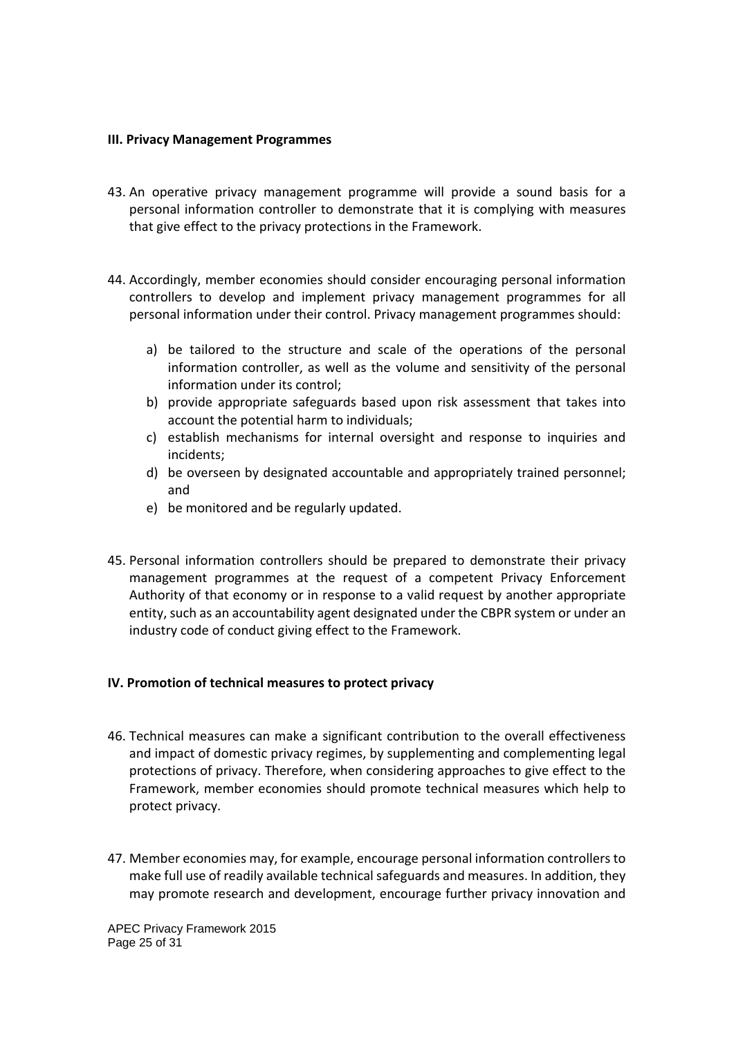### III. Privacy Management Programmes

43. An operative privacy management programme will provide a sound basis for a personal information controller to demonstrate that it is complying with measures that give effect to the privacy protections in the Framework.

44. Accordingly, member economies should consider encouraging personal information controllers to develop and implement privacy management programmes for all personal information under their control. Privacy management programmes should:

    a) be tailored to the structure and scale of the operations of the personal information controller, as well as the volume and sensitivity of the personal information under its control;
    b) provide appropriate safeguards based upon risk assessment that takes into account the potential harm to individuals;
    c) establish mechanisms for internal oversight and response to inquiries and incidents;
    d) be overseen by designated accountable and appropriately trained personnel; and
    e) be monitored and be regularly updated.

45. Personal information controllers should be prepared to demonstrate their privacy management programmes at the request of a competent Privacy Enforcement Authority of that economy or in response to a valid request by another appropriate entity, such as an accountability agent designated under the CBPR system or under an industry code of conduct giving effect to the Framework.

### IV. Promotion of technical measures to protect privacy

46. Technical measures can make a significant contribution to the overall effectiveness and impact of domestic privacy regimes, by supplementing and complementing legal protections of privacy. Therefore, when considering approaches to give effect to the Framework, member economies should promote technical measures which help to protect privacy.

47. Member economies may, for example, encourage personal information controllers to make full use of readily available technical safeguards and measures. In addition, they may promote research and development, encourage further privacy innovation and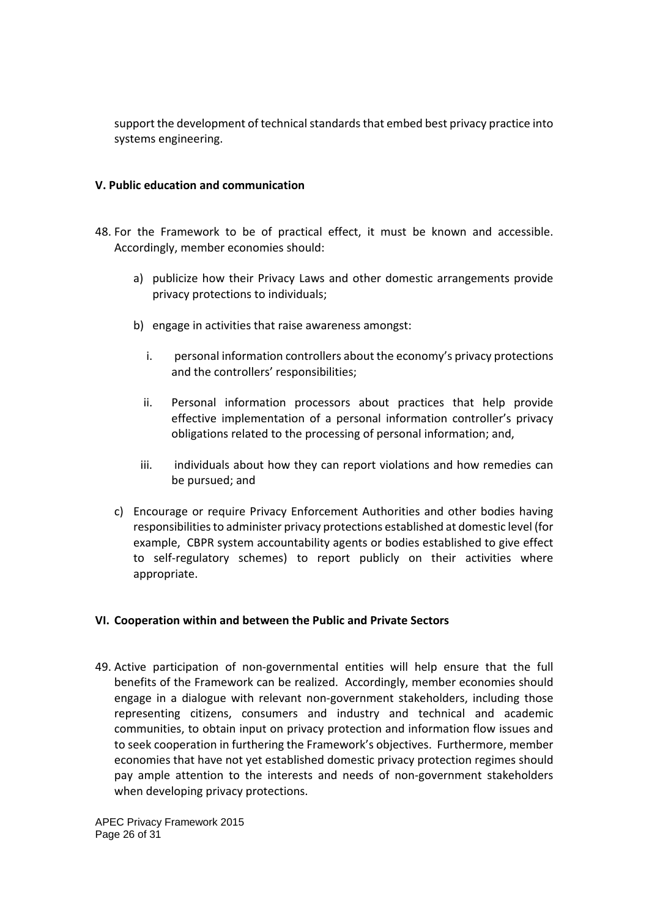support the development of technical standards that embed best privacy practice into systems engineering.

### V. Public education and communication

48. For the Framework to be of practical effect, it must be known and accessible. Accordingly, member economies should:

    a) publicize how their Privacy Laws and other domestic arrangements provide privacy protections to individuals;

    b) engage in activities that raise awareness amongst:

       i. personal information controllers about the economy's privacy protections and the controllers' responsibilities;

       ii. Personal information processors about practices that help provide effective implementation of a personal information controller's privacy obligations related to the processing of personal information; and,

       iii. individuals about how they can report violations and how remedies can be pursued; and

    c) Encourage or require Privacy Enforcement Authorities and other bodies having responsibilities to administer privacy protections established at domestic level (for example, CBPR system accountability agents or bodies established to give effect to self-regulatory schemes) to report publicly on their activities where appropriate.

### VI. Cooperation within and between the Public and Private Sectors

49. Active participation of non-governmental entities will help ensure that the full benefits of the Framework can be realized. Accordingly, member economies should engage in a dialogue with relevant non-government stakeholders, including those representing citizens, consumers and industry and technical and academic communities, to obtain input on privacy protection and information flow issues and to seek cooperation in furthering the Framework's objectives. Furthermore, member economies that have not yet established domestic privacy protection regimes should pay ample attention to the interests and needs of non-government stakeholders when developing privacy protections.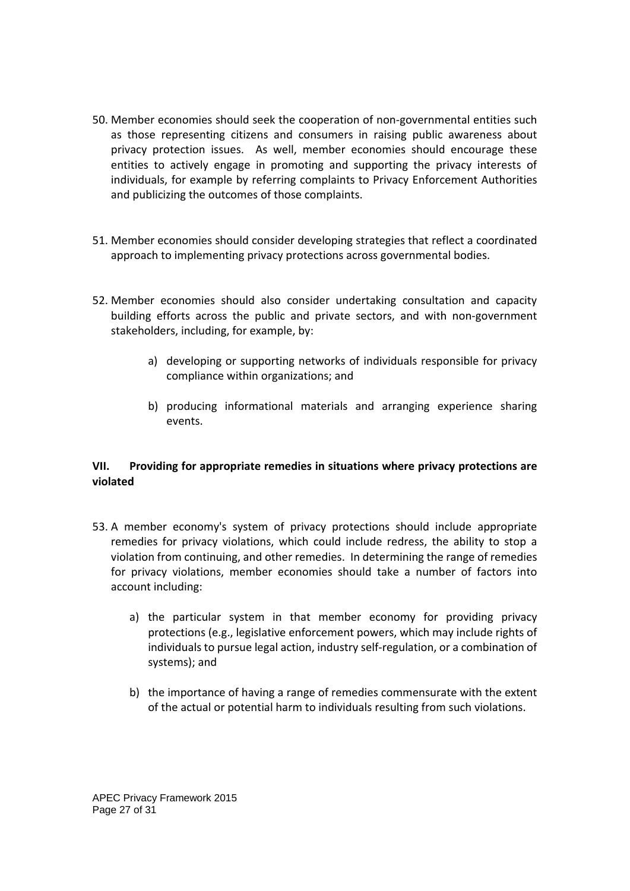50. Member economies should seek the cooperation of non-governmental entities such as those representing citizens and consumers in raising public awareness about privacy protection issues. As well, member economies should encourage these entities to actively engage in promoting and supporting the privacy interests of individuals, for example by referring complaints to Privacy Enforcement Authorities and publicizing the outcomes of those complaints.

51. Member economies should consider developing strategies that reflect a coordinated approach to implementing privacy protections across governmental bodies.

52. Member economies should also consider undertaking consultation and capacity building efforts across the public and private sectors, and with non-government stakeholders, including, for example, by:

    a) developing or supporting networks of individuals responsible for privacy compliance within organizations; and

    b) producing informational materials and arranging experience sharing events.

### VII. Providing for appropriate remedies in situations where privacy protections are violated

53. A member economy's system of privacy protections should include appropriate remedies for privacy violations, which could include redress, the ability to stop a violation from continuing, and other remedies. In determining the range of remedies for privacy violations, member economies should take a number of factors into account including:

    a) the particular system in that member economy for providing privacy protections (e.g., legislative enforcement powers, which may include rights of individuals to pursue legal action, industry self-regulation, or a combination of systems); and

    b) the importance of having a range of remedies commensurate with the extent of the actual or potential harm to individuals resulting from such violations.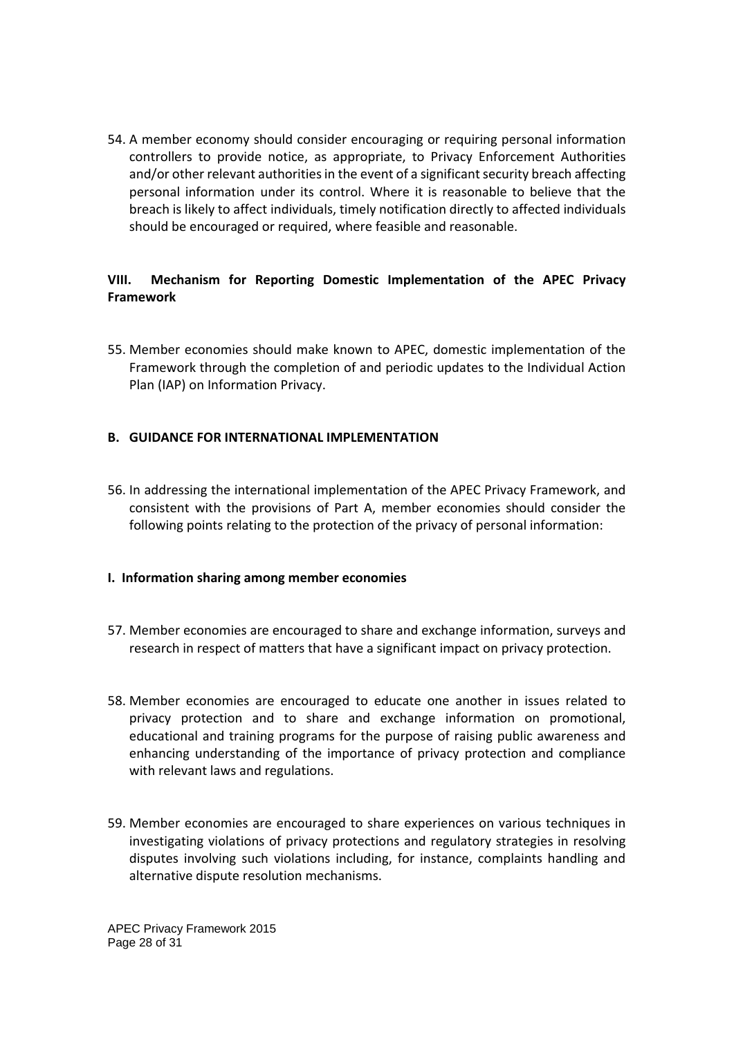54. A member economy should consider encouraging or requiring personal information controllers to provide notice, as appropriate, to Privacy Enforcement Authorities and/or other relevant authorities in the event of a significant security breach affecting personal information under its control. Where it is reasonable to believe that the breach is likely to affect individuals, timely notification directly to affected individuals should be encouraged or required, where feasible and reasonable.

### VIII. Mechanism for Reporting Domestic Implementation of the APEC Privacy Framework

55. Member economies should make known to APEC, domestic implementation of the Framework through the completion of and periodic updates to the Individual Action Plan (IAP) on Information Privacy.

## B. GUIDANCE FOR INTERNATIONAL IMPLEMENTATION

56. In addressing the international implementation of the APEC Privacy Framework, and consistent with the provisions of Part A, member economies should consider the following points relating to the protection of the privacy of personal information:

### I. Information sharing among member economies

57. Member economies are encouraged to share and exchange information, surveys and research in respect of matters that have a significant impact on privacy protection.

58. Member economies are encouraged to educate one another in issues related to privacy protection and to share and exchange information on promotional, educational and training programs for the purpose of raising public awareness and enhancing understanding of the importance of privacy protection and compliance with relevant laws and regulations.

59. Member economies are encouraged to share experiences on various techniques in investigating violations of privacy protections and regulatory strategies in resolving disputes involving such violations including, for instance, complaints handling and alternative dispute resolution mechanisms.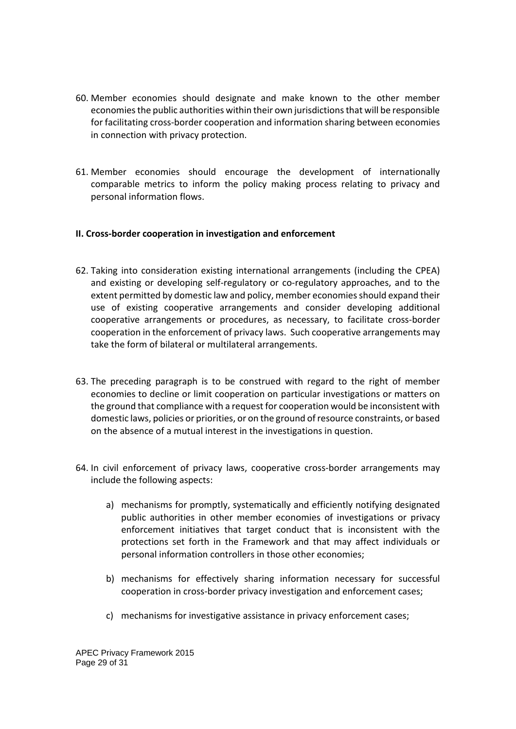60. Member economies should designate and make known to the other member economies the public authorities within their own jurisdictions that will be responsible for facilitating cross-border cooperation and information sharing between economies in connection with privacy protection.

61. Member economies should encourage the development of internationally comparable metrics to inform the policy making process relating to privacy and personal information flows.

**II. Cross-border cooperation in investigation and enforcement**

62. Taking into consideration existing international arrangements (including the CPEA) and existing or developing self-regulatory or co-regulatory approaches, and to the extent permitted by domestic law and policy, member economies should expand their use of existing cooperative arrangements and consider developing additional cooperative arrangements or procedures, as necessary, to facilitate cross-border cooperation in the enforcement of privacy laws. Such cooperative arrangements may take the form of bilateral or multilateral arrangements.

63. The preceding paragraph is to be construed with regard to the right of member economies to decline or limit cooperation on particular investigations or matters on the ground that compliance with a request for cooperation would be inconsistent with domestic laws, policies or priorities, or on the ground of resource constraints, or based on the absence of a mutual interest in the investigations in question.

64. In civil enforcement of privacy laws, cooperative cross-border arrangements may include the following aspects:

    a) mechanisms for promptly, systematically and efficiently notifying designated public authorities in other member economies of investigations or privacy enforcement initiatives that target conduct that is inconsistent with the protections set forth in the Framework and that may affect individuals or personal information controllers in those other economies;

    b) mechanisms for effectively sharing information necessary for successful cooperation in cross-border privacy investigation and enforcement cases;

    c) mechanisms for investigative assistance in privacy enforcement cases;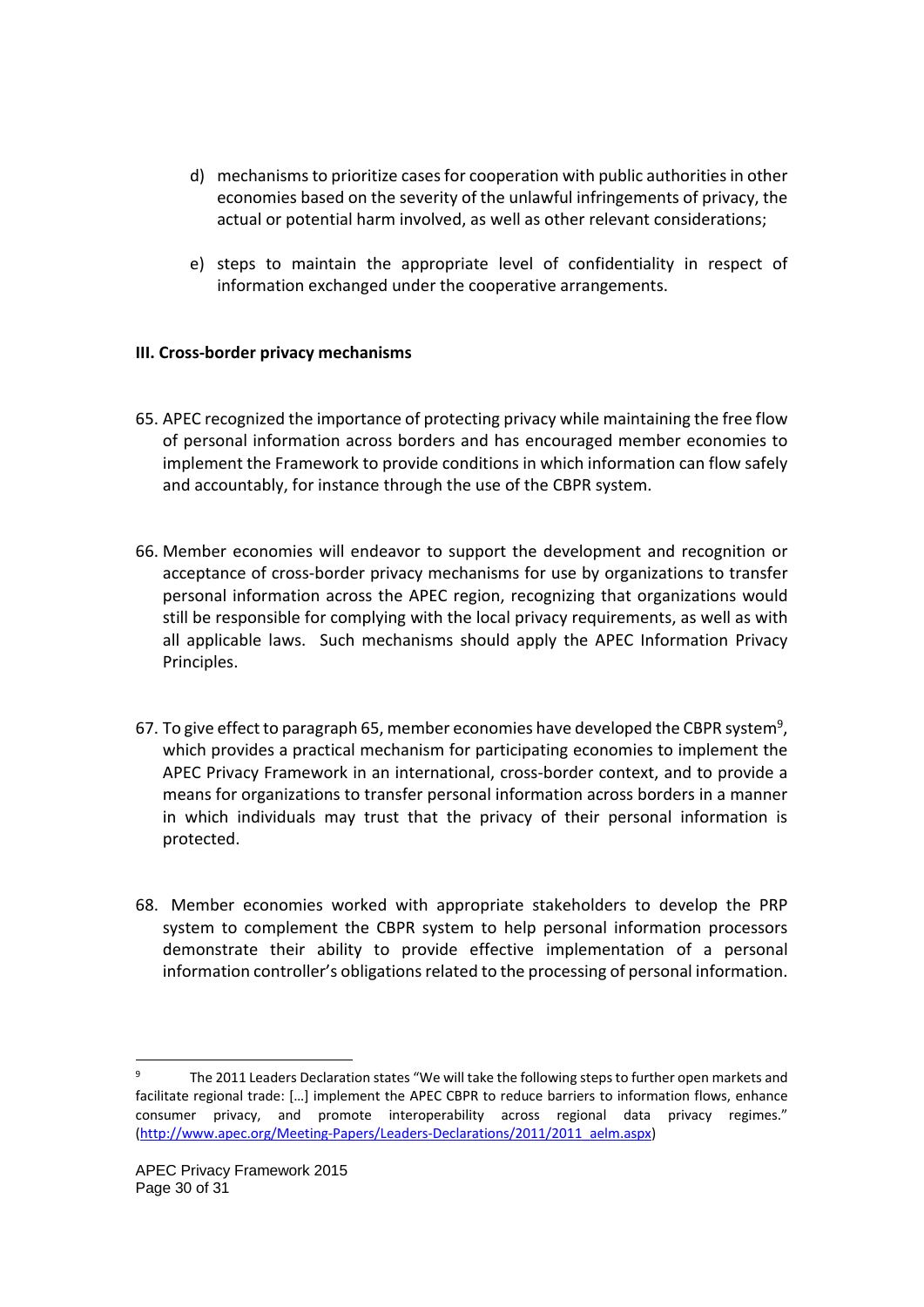d) mechanisms to prioritize cases for cooperation with public authorities in other economies based on the severity of the unlawful infringements of privacy, the actual or potential harm involved, as well as other relevant considerations;

e) steps to maintain the appropriate level of confidentiality in respect of information exchanged under the cooperative arrangements.

**III. Cross-border privacy mechanisms**

65. APEC recognized the importance of protecting privacy while maintaining the free flow of personal information across borders and has encouraged member economies to implement the Framework to provide conditions in which information can flow safely and accountably, for instance through the use of the CBPR system.

66. Member economies will endeavor to support the development and recognition or acceptance of cross-border privacy mechanisms for use by organizations to transfer personal information across the APEC region, recognizing that organizations would still be responsible for complying with the local privacy requirements, as well as with all applicable laws. Such mechanisms should apply the APEC Information Privacy Principles.

67. To give effect to paragraph 65, member economies have developed the CBPR system[9], which provides a practical mechanism for participating economies to implement the APEC Privacy Framework in an international, cross-border context, and to provide a means for organizations to transfer personal information across borders in a manner in which individuals may trust that the privacy of their personal information is protected.

68. Member economies worked with appropriate stakeholders to develop the PRP system to complement the CBPR system to help personal information processors demonstrate their ability to provide effective implementation of a personal information controller's obligations related to the processing of personal information.

---

[9] The 2011 Leaders Declaration states "We will take the following steps to further open markets and facilitate regional trade: […] implement the APEC CBPR to reduce barriers to information flows, enhance consumer privacy, and promote interoperability across regional data privacy regimes." (http://www.apec.org/Meeting-Papers/Leaders-Declarations/2011/2011_aelm.aspx)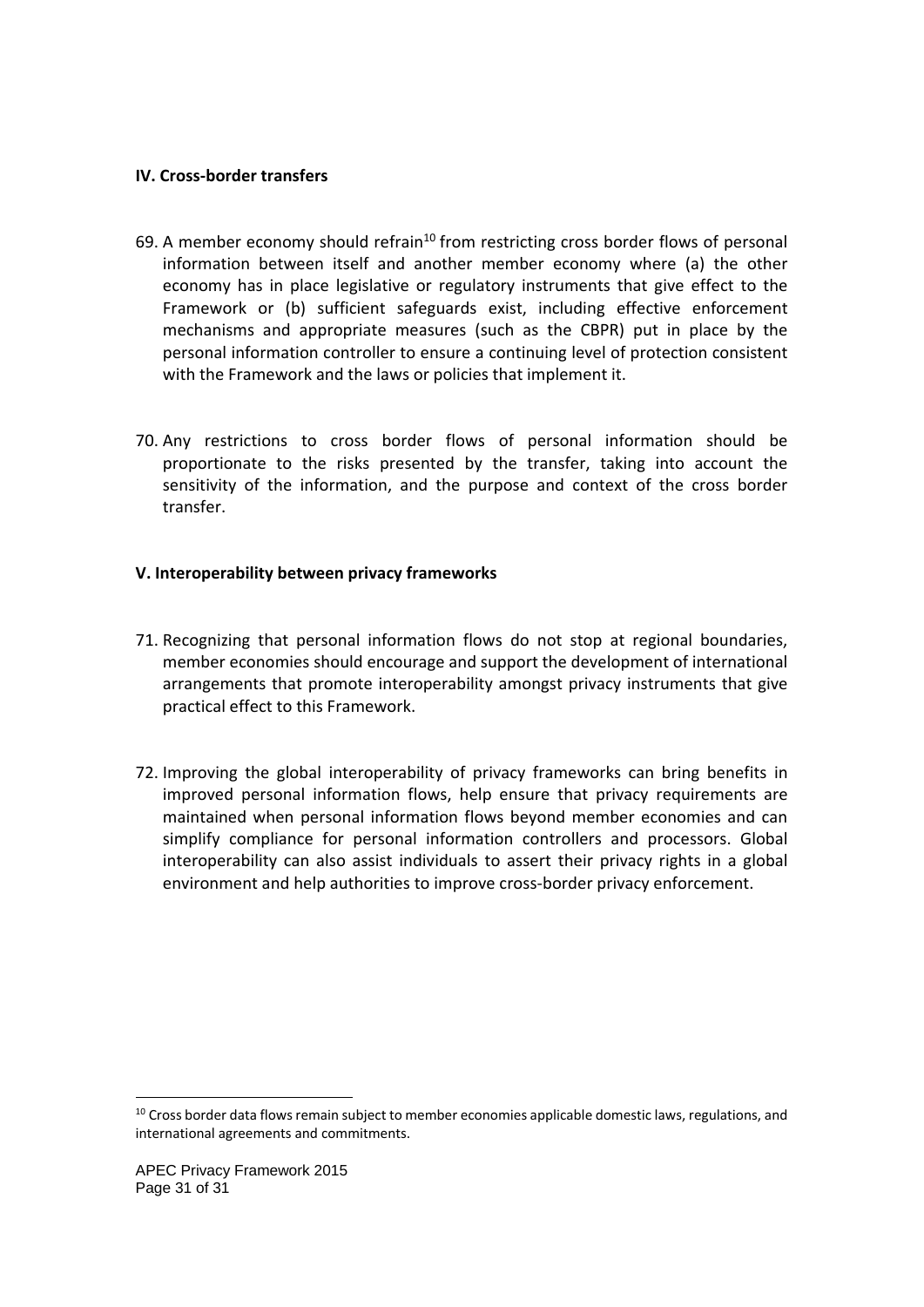### IV. Cross-border transfers

69. A member economy should refrain[10] from restricting cross border flows of personal information between itself and another member economy where (a) the other economy has in place legislative or regulatory instruments that give effect to the Framework or (b) sufficient safeguards exist, including effective enforcement mechanisms and appropriate measures (such as the CBPR) put in place by the personal information controller to ensure a continuing level of protection consistent with the Framework and the laws or policies that implement it.

70. Any restrictions to cross border flows of personal information should be proportionate to the risks presented by the transfer, taking into account the sensitivity of the information, and the purpose and context of the cross border transfer.

### V. Interoperability between privacy frameworks

71. Recognizing that personal information flows do not stop at regional boundaries, member economies should encourage and support the development of international arrangements that promote interoperability amongst privacy instruments that give practical effect to this Framework.

72. Improving the global interoperability of privacy frameworks can bring benefits in improved personal information flows, help ensure that privacy requirements are maintained when personal information flows beyond member economies and can simplify compliance for personal information controllers and processors. Global interoperability can also assist individuals to assert their privacy rights in a global environment and help authorities to improve cross-border privacy enforcement.

---

[10] Cross border data flows remain subject to member economies applicable domestic laws, regulations, and international agreements and commitments.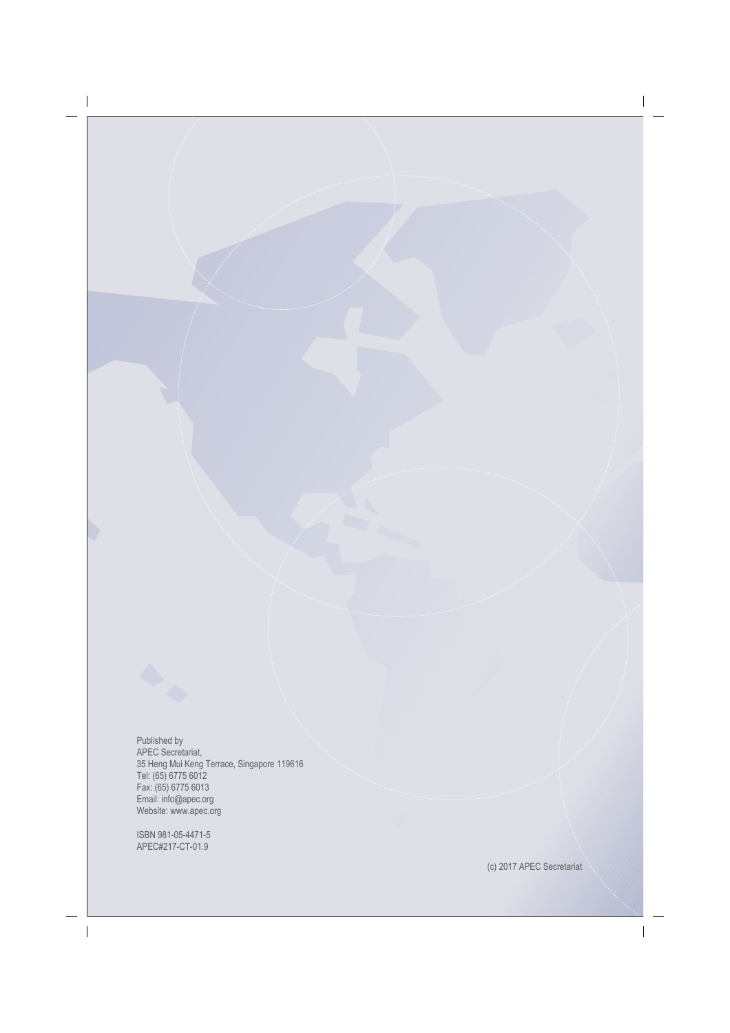Published by
APEC Secretariat,
35 Heng Mui Keng Terrace, Singapore 119616
Tel: (65) 6775 6012
Fax: (65) 6775 6013
Email: info@apec.org
Website: www.apec.org

ISBN 981-05-4471-5
APEC#217-CT-01.9

(c) 2017 APEC Secretariat